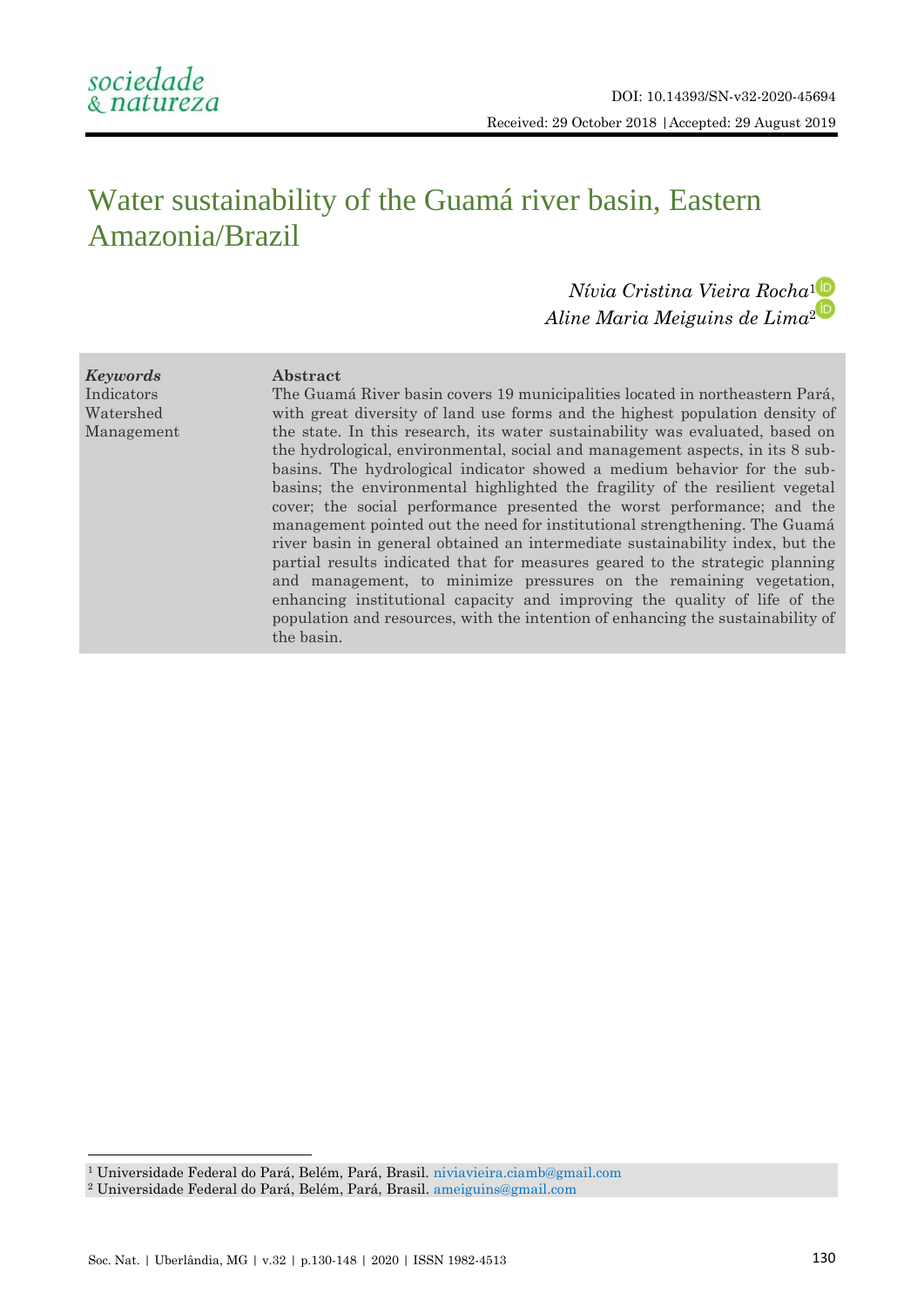DOI: 10.14393/SN-v32-2020-45694

Received: 29 October 2018 | Accepted: 29 August 2019

# Water sustainability of the Guamá river basin, Eastern Amazonia/Brazil

*Nívia Cristina Vieira Rocha*[1]

*Aline Maria Meiguins de Lima*[2]

***Keywords***
Indicators
Watershed
Management

**Abstract**

The Guamá River basin covers 19 municipalities located in northeastern Pará, with great diversity of land use forms and the highest population density of the state. In this research, its water sustainability was evaluated, based on the hydrological, environmental, social and management aspects, in its 8 sub-basins. The hydrological indicator showed a medium behavior for the sub-basins; the environmental highlighted the fragility of the resilient vegetal cover; the social performance presented the worst performance; and the management pointed out the need for institutional strengthening. The Guamá river basin in general obtained an intermediate sustainability index, but the partial results indicated that for measures geared to the strategic planning and management, to minimize pressures on the remaining vegetation, enhancing institutional capacity and improving the quality of life of the population and resources, with the intention of enhancing the sustainability of the basin.

---

[1] Universidade Federal do Pará, Belém, Pará, Brasil. niviavieira.ciamb@gmail.com

[2] Universidade Federal do Pará, Belém, Pará, Brasil. ameiguins@gmail.com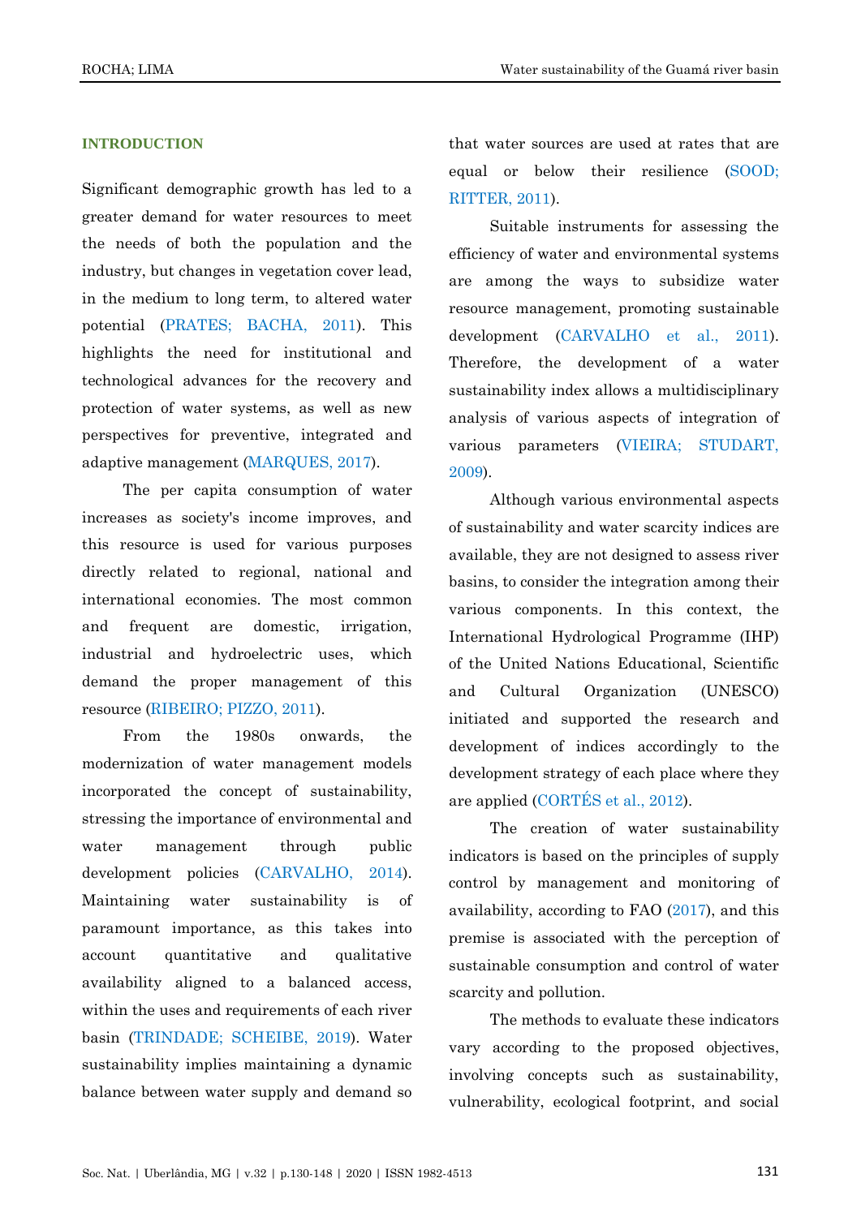## INTRODUCTION

Significant demographic growth has led to a greater demand for water resources to meet the needs of both the population and the industry, but changes in vegetation cover lead, in the medium to long term, to altered water potential (PRATES; BACHA, 2011). This highlights the need for institutional and technological advances for the recovery and protection of water systems, as well as new perspectives for preventive, integrated and adaptive management (MARQUES, 2017).

The per capita consumption of water increases as society's income improves, and this resource is used for various purposes directly related to regional, national and international economies. The most common and frequent are domestic, irrigation, industrial and hydroelectric uses, which demand the proper management of this resource (RIBEIRO; PIZZO, 2011).

From the 1980s onwards, the modernization of water management models incorporated the concept of sustainability, stressing the importance of environmental and water management through public development policies (CARVALHO, 2014). Maintaining water sustainability is of paramount importance, as this takes into account quantitative and qualitative availability aligned to a balanced access, within the uses and requirements of each river basin (TRINDADE; SCHEIBE, 2019). Water sustainability implies maintaining a dynamic balance between water supply and demand so that water sources are used at rates that are equal or below their resilience (SOOD; RITTER, 2011).

Suitable instruments for assessing the efficiency of water and environmental systems are among the ways to subsidize water resource management, promoting sustainable development (CARVALHO et al., 2011). Therefore, the development of a water sustainability index allows a multidisciplinary analysis of various aspects of integration of various parameters (VIEIRA; STUDART, 2009).

Although various environmental aspects of sustainability and water scarcity indices are available, they are not designed to assess river basins, to consider the integration among their various components. In this context, the International Hydrological Programme (IHP) of the United Nations Educational, Scientific and Cultural Organization (UNESCO) initiated and supported the research and development of indices accordingly to the development strategy of each place where they are applied (CORTÉS et al., 2012).

The creation of water sustainability indicators is based on the principles of supply control by management and monitoring of availability, according to FAO (2017), and this premise is associated with the perception of sustainable consumption and control of water scarcity and pollution.

The methods to evaluate these indicators vary according to the proposed objectives, involving concepts such as sustainability, vulnerability, ecological footprint, and social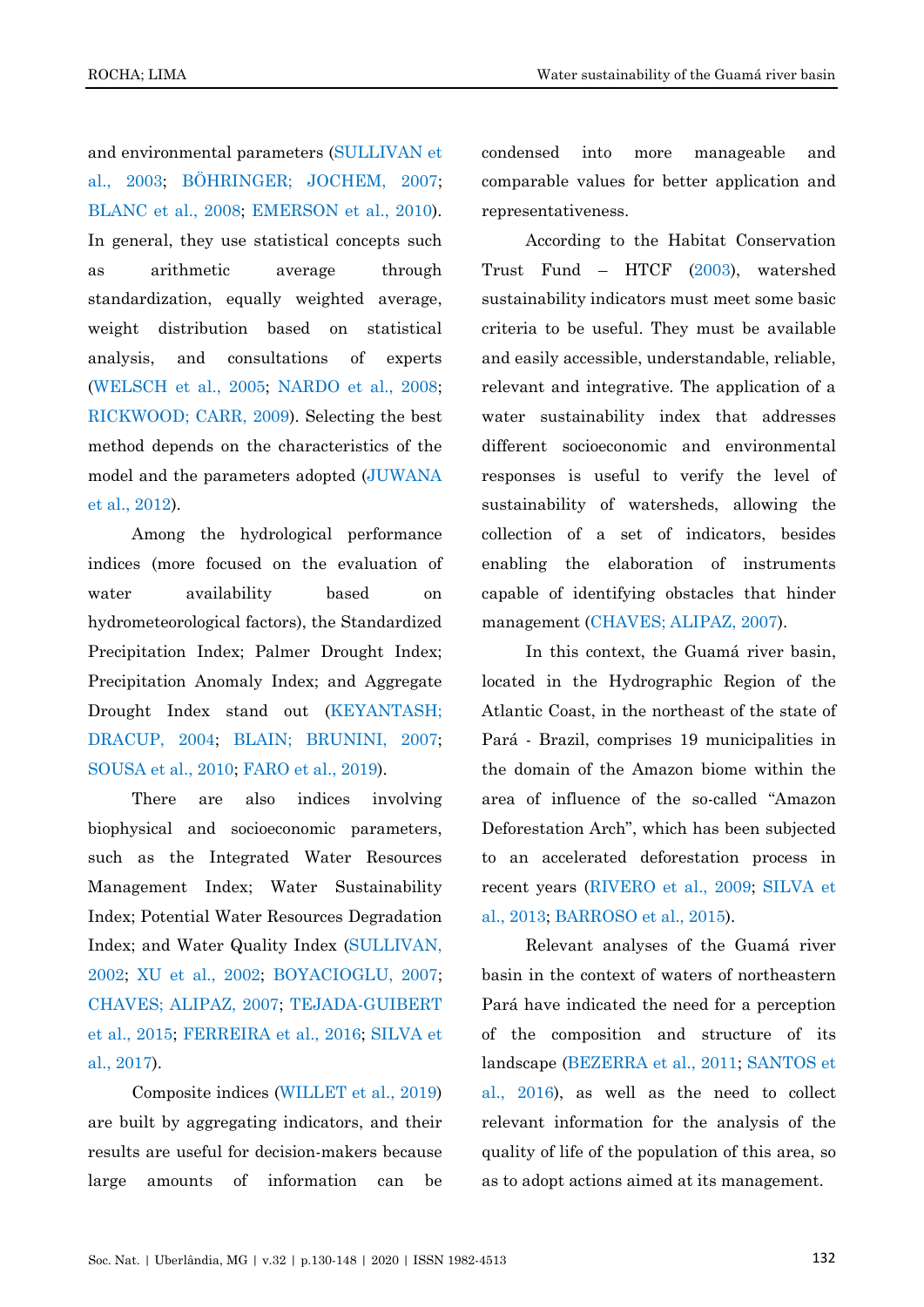and environmental parameters (SULLIVAN et al., 2003; BÖHRINGER; JOCHEM, 2007; BLANC et al., 2008; EMERSON et al., 2010). In general, they use statistical concepts such as arithmetic average through standardization, equally weighted average, weight distribution based on statistical analysis, and consultations of experts (WELSCH et al., 2005; NARDO et al., 2008; RICKWOOD; CARR, 2009). Selecting the best method depends on the characteristics of the model and the parameters adopted (JUWANA et al., 2012).

Among the hydrological performance indices (more focused on the evaluation of water availability based on hydrometeorological factors), the Standardized Precipitation Index; Palmer Drought Index; Precipitation Anomaly Index; and Aggregate Drought Index stand out (KEYANTASH; DRACUP, 2004; BLAIN; BRUNINI, 2007; SOUSA et al., 2010; FARO et al., 2019).

There are also indices involving biophysical and socioeconomic parameters, such as the Integrated Water Resources Management Index; Water Sustainability Index; Potential Water Resources Degradation Index; and Water Quality Index (SULLIVAN, 2002; XU et al., 2002; BOYACIOGLU, 2007; CHAVES; ALIPAZ, 2007; TEJADA-GUIBERT et al., 2015; FERREIRA et al., 2016; SILVA et al., 2017).

Composite indices (WILLET et al., 2019) are built by aggregating indicators, and their results are useful for decision-makers because large amounts of information can be condensed into more manageable and comparable values for better application and representativeness.

According to the Habitat Conservation Trust Fund – HTCF (2003), watershed sustainability indicators must meet some basic criteria to be useful. They must be available and easily accessible, understandable, reliable, relevant and integrative. The application of a water sustainability index that addresses different socioeconomic and environmental responses is useful to verify the level of sustainability of watersheds, allowing the collection of a set of indicators, besides enabling the elaboration of instruments capable of identifying obstacles that hinder management (CHAVES; ALIPAZ, 2007).

In this context, the Guamá river basin, located in the Hydrographic Region of the Atlantic Coast, in the northeast of the state of Pará - Brazil, comprises 19 municipalities in the domain of the Amazon biome within the area of influence of the so-called "Amazon Deforestation Arch", which has been subjected to an accelerated deforestation process in recent years (RIVERO et al., 2009; SILVA et al., 2013; BARROSO et al., 2015).

Relevant analyses of the Guamá river basin in the context of waters of northeastern Pará have indicated the need for a perception of the composition and structure of its landscape (BEZERRA et al., 2011; SANTOS et al., 2016), as well as the need to collect relevant information for the analysis of the quality of life of the population of this area, so as to adopt actions aimed at its management.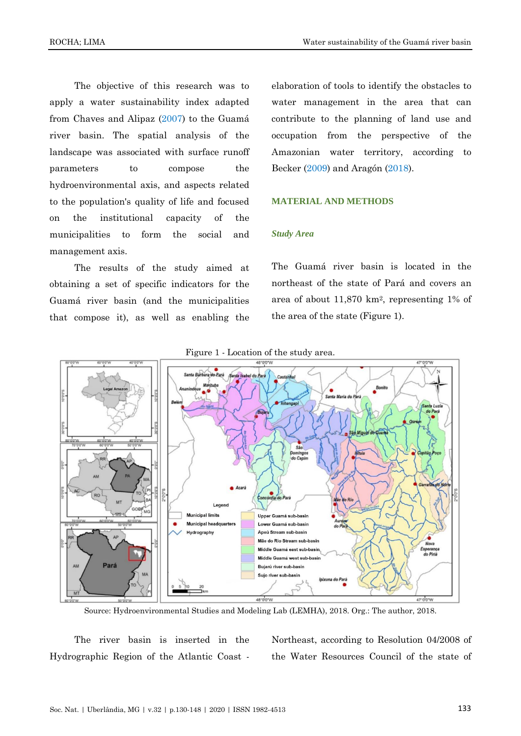The objective of this research was to apply a water sustainability index adapted from Chaves and Alipaz (2007) to the Guamá river basin. The spatial analysis of the landscape was associated with surface runoff parameters to compose the hydroenvironmental axis, and aspects related to the population's quality of life and focused on the institutional capacity of the municipalities to form the social and management axis.

The results of the study aimed at obtaining a set of specific indicators for the Guamá river basin (and the municipalities that compose it), as well as enabling the elaboration of tools to identify the obstacles to water management in the area that can contribute to the planning of land use and occupation from the perspective of the Amazonian water territory, according to Becker (2009) and Aragón (2018).

## MATERIAL AND METHODS

### *Study Area*

The Guamá river basin is located in the northeast of the state of Pará and covers an area of about 11,870 km², representing 1% of the area of the state (Figure 1).

Figure 1 - Location of the study area.

Source: Hydroenvironmental Studies and Modeling Lab (LEMHA), 2018. Org.: The author, 2018.

The river basin is inserted in the Hydrographic Region of the Atlantic Coast - Northeast, according to Resolution 04/2008 of the Water Resources Council of the state of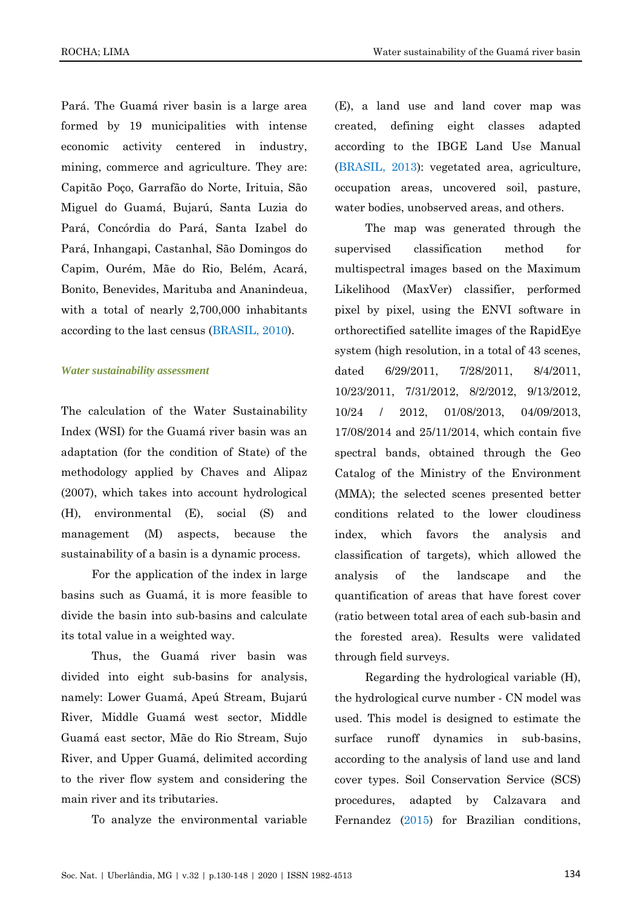Pará. The Guamá river basin is a large area formed by 19 municipalities with intense economic activity centered in industry, mining, commerce and agriculture. They are: Capitão Poço, Garrafão do Norte, Irituia, São Miguel do Guamá, Bujarú, Santa Luzia do Pará, Concórdia do Pará, Santa Izabel do Pará, Inhangapi, Castanhal, São Domingos do Capim, Ourém, Mãe do Rio, Belém, Acará, Bonito, Benevides, Marituba and Ananindeua, with a total of nearly 2,700,000 inhabitants according to the last census (BRASIL, 2010).

### *Water sustainability assessment*

The calculation of the Water Sustainability Index (WSI) for the Guamá river basin was an adaptation (for the condition of State) of the methodology applied by Chaves and Alipaz (2007), which takes into account hydrological (H), environmental (E), social (S) and management (M) aspects, because the sustainability of a basin is a dynamic process.

For the application of the index in large basins such as Guamá, it is more feasible to divide the basin into sub-basins and calculate its total value in a weighted way.

Thus, the Guamá river basin was divided into eight sub-basins for analysis, namely: Lower Guamá, Apeú Stream, Bujarú River, Middle Guamá west sector, Middle Guamá east sector, Mãe do Rio Stream, Sujo River, and Upper Guamá, delimited according to the river flow system and considering the main river and its tributaries.

To analyze the environmental variable (E), a land use and land cover map was created, defining eight classes adapted according to the IBGE Land Use Manual (BRASIL, 2013): vegetated area, agriculture, occupation areas, uncovered soil, pasture, water bodies, unobserved areas, and others.

The map was generated through the supervised classification method for multispectral images based on the Maximum Likelihood (MaxVer) classifier, performed pixel by pixel, using the ENVI software in orthorectified satellite images of the RapidEye system (high resolution, in a total of 43 scenes, dated 6/29/2011, 7/28/2011, 8/4/2011, 10/23/2011, 7/31/2012, 8/2/2012, 9/13/2012, 10/24 / 2012, 01/08/2013, 04/09/2013, 17/08/2014 and 25/11/2014, which contain five spectral bands, obtained through the Geo Catalog of the Ministry of the Environment (MMA); the selected scenes presented better conditions related to the lower cloudiness index, which favors the analysis and classification of targets), which allowed the analysis of the landscape and the quantification of areas that have forest cover (ratio between total area of each sub-basin and the forested area). Results were validated through field surveys.

Regarding the hydrological variable (H), the hydrological curve number - CN model was used. This model is designed to estimate the surface runoff dynamics in sub-basins, according to the analysis of land use and land cover types. Soil Conservation Service (SCS) procedures, adapted by Calzavara and Fernandez (2015) for Brazilian conditions,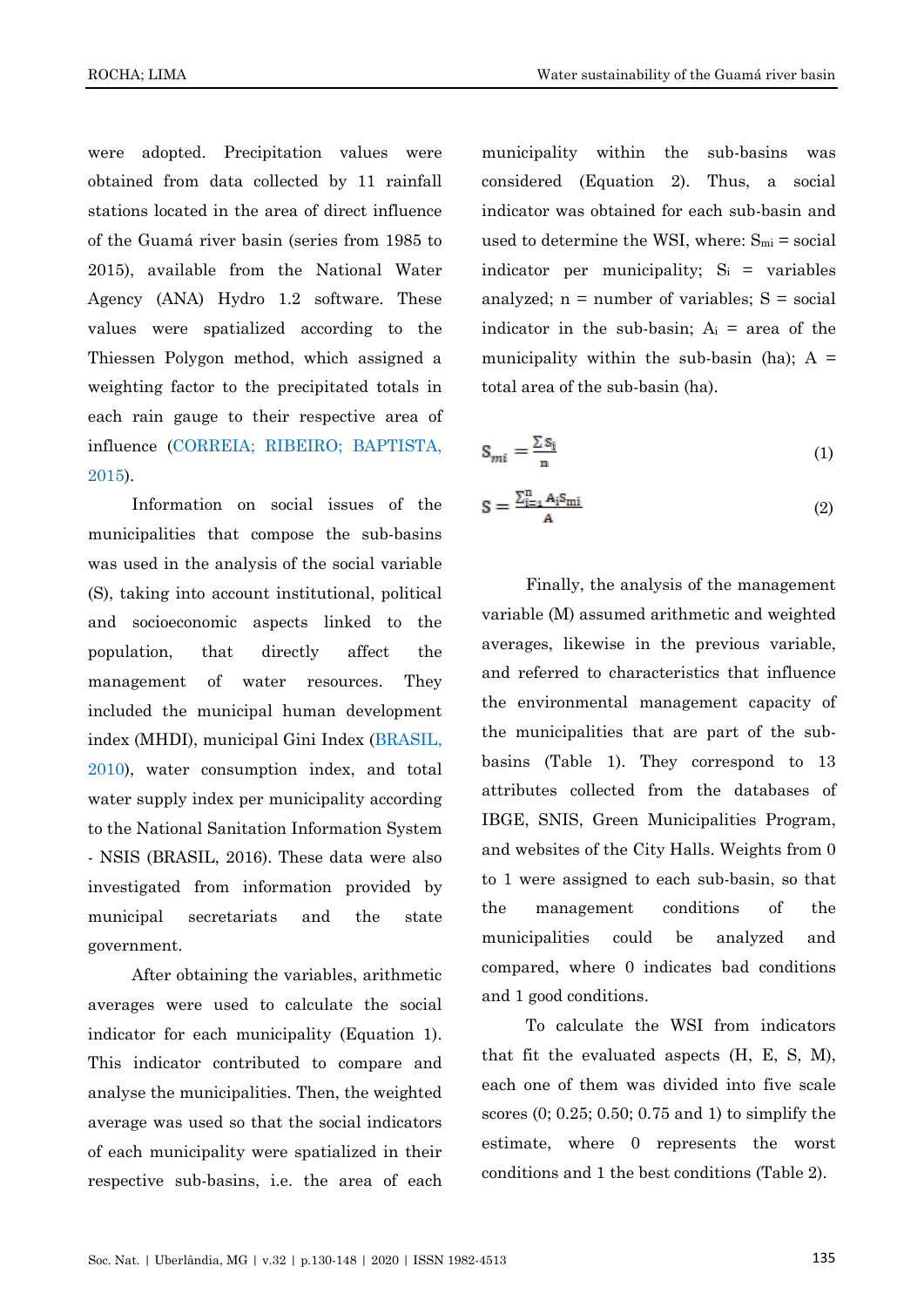were adopted. Precipitation values were obtained from data collected by 11 rainfall stations located in the area of direct influence of the Guamá river basin (series from 1985 to 2015), available from the National Water Agency (ANA) Hydro 1.2 software. These values were spatialized according to the Thiessen Polygon method, which assigned a weighting factor to the precipitated totals in each rain gauge to their respective area of influence (CORREIA; RIBEIRO; BAPTISTA, 2015).

Information on social issues of the municipalities that compose the sub-basins was used in the analysis of the social variable (S), taking into account institutional, political and socioeconomic aspects linked to the population, that directly affect the management of water resources. They included the municipal human development index (MHDI), municipal Gini Index (BRASIL, 2010), water consumption index, and total water supply index per municipality according to the National Sanitation Information System - NSIS (BRASIL, 2016). These data were also investigated from information provided by municipal secretariats and the state government.

After obtaining the variables, arithmetic averages were used to calculate the social indicator for each municipality (Equation 1). This indicator contributed to compare and analyse the municipalities. Then, the weighted average was used so that the social indicators of each municipality were spatialized in their respective sub-basins, i.e. the area of each municipality within the sub-basins was considered (Equation 2). Thus, a social indicator was obtained for each sub-basin and used to determine the WSI, where: $S_{mi}$ = social indicator per municipality; $S_i$ = variables analyzed; n = number of variables; S = social indicator in the sub-basin; $A_i$ = area of the municipality within the sub-basin (ha); A = total area of the sub-basin (ha).

$$S_{mi} = \frac{\sum S_i}{n} \tag{1}$$

$$S = \frac{\sum_{i=1}^{n} A_i S_{mi}}{A} \tag{2}$$

Finally, the analysis of the management variable (M) assumed arithmetic and weighted averages, likewise in the previous variable, and referred to characteristics that influence the environmental management capacity of the municipalities that are part of the sub-basins (Table 1). They correspond to 13 attributes collected from the databases of IBGE, SNIS, Green Municipalities Program, and websites of the City Halls. Weights from 0 to 1 were assigned to each sub-basin, so that the management conditions of the municipalities could be analyzed and compared, where 0 indicates bad conditions and 1 good conditions.

To calculate the WSI from indicators that fit the evaluated aspects (H, E, S, M), each one of them was divided into five scale scores (0; 0.25; 0.50; 0.75 and 1) to simplify the estimate, where 0 represents the worst conditions and 1 the best conditions (Table 2).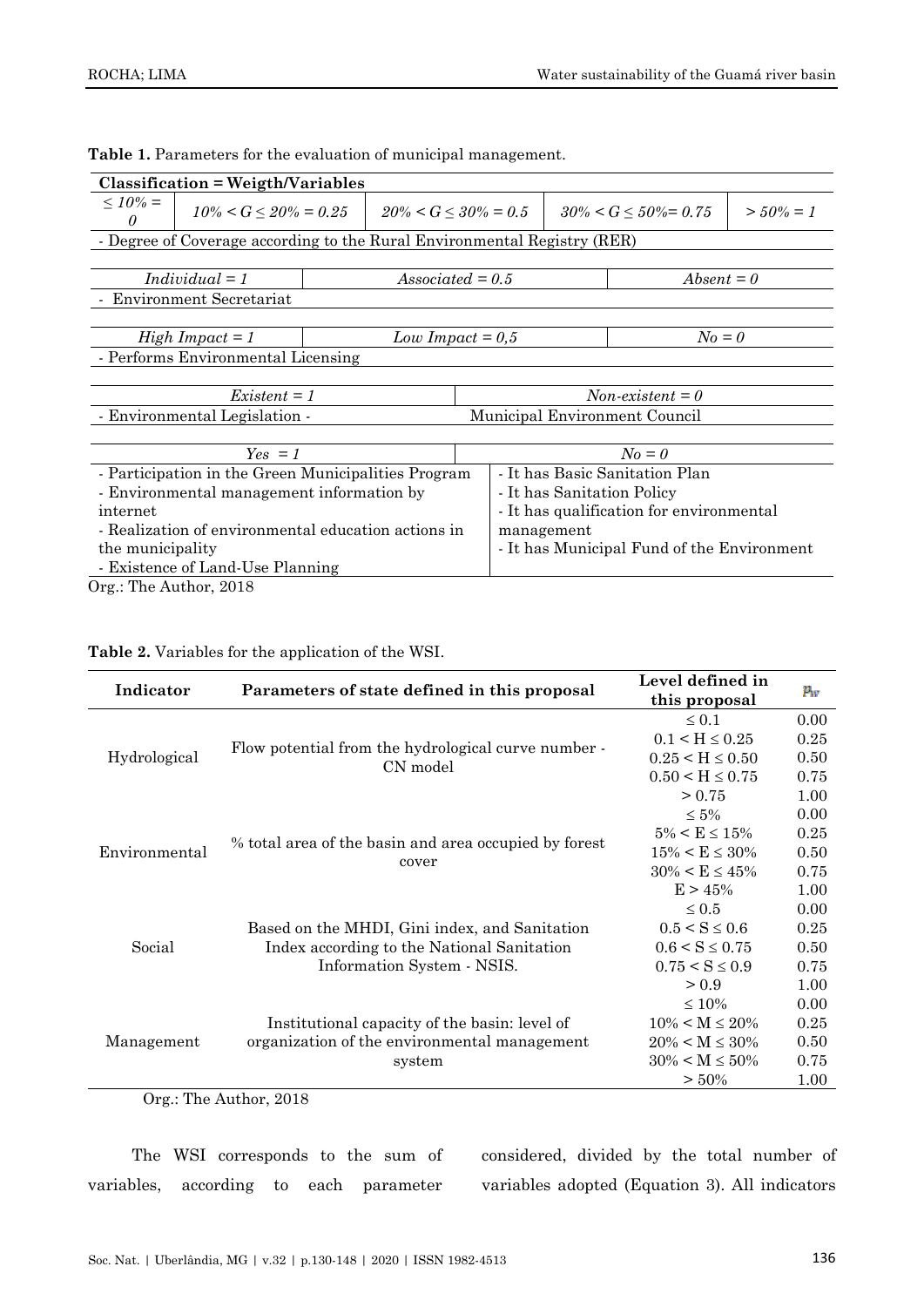**Table 1.** Parameters for the evaluation of municipal management.

| **Classification = Weigth/Variables** | | | | |
|---|---|---|---|---|
| *≤ 10% = 0* | *10% < G ≤ 20% = 0.25* | *20% < G ≤ 30% = 0.5* | *30% < G ≤ 50%= 0.75* | *> 50% = 1* |
| - Degree of Coverage according to the Rural Environmental Registry (RER) | | | | |
| *Individual = 1* | *Associated = 0.5* | | *Absent = 0* | |
| - Environment Secretariat | | | | |
| *High Impact = 1* | *Low Impact = 0,5* | | *No = 0* | |
| - Performs Environmental Licensing | | | | |
| *Existent = 1* | | *Non-existent = 0* | | |
| - Environmental Legislation - | | Municipal Environment Council | | |
| *Yes = 1* | | *No = 0* | | |
| - Participation in the Green Municipalities Program<br>- Environmental management information by internet<br>- Realization of environmental education actions in the municipality<br>- Existence of Land-Use Planning | | - It has Basic Sanitation Plan<br>- It has Sanitation Policy<br>- It has qualification for environmental management<br>- It has Municipal Fund of the Environment | | |

Org.: The Author, 2018

**Table 2.** Variables for the application of the WSI.

| Indicator | Parameters of state defined in this proposal | Level defined in this proposal | $P_W$ |
|---|---|---|---|
| Hydrological | Flow potential from the hydrological curve number - CN model | ≤ 0.1 | 0.00 |
| | | 0.1 < H ≤ 0.25 | 0.25 |
| | | 0.25 < H ≤ 0.50 | 0.50 |
| | | 0.50 < H ≤ 0.75 | 0.75 |
| | | > 0.75 | 1.00 |
| Environmental | % total area of the basin and area occupied by forest cover | ≤ 5% | 0.00 |
| | | 5% < E ≤ 15% | 0.25 |
| | | 15% < E ≤ 30% | 0.50 |
| | | 30% < E ≤ 45% | 0.75 |
| | | E > 45% | 1.00 |
| Social | Based on the MHDI, Gini index, and Sanitation Index according to the National Sanitation Information System - NSIS. | ≤ 0.5 | 0.00 |
| | | 0.5 < S ≤ 0.6 | 0.25 |
| | | 0.6 < S ≤ 0.75 | 0.50 |
| | | 0.75 < S ≤ 0.9 | 0.75 |
| | | > 0.9 | 1.00 |
| Management | Institutional capacity of the basin: level of organization of the environmental management system | ≤ 10% | 0.00 |
| | | 10% < M ≤ 20% | 0.25 |
| | | 20% < M ≤ 30% | 0.50 |
| | | 30% < M ≤ 50% | 0.75 |
| | | > 50% | 1.00 |

Org.: The Author, 2018

The WSI corresponds to the sum of variables, according to each parameter considered, divided by the total number of variables adopted (Equation 3). All indicators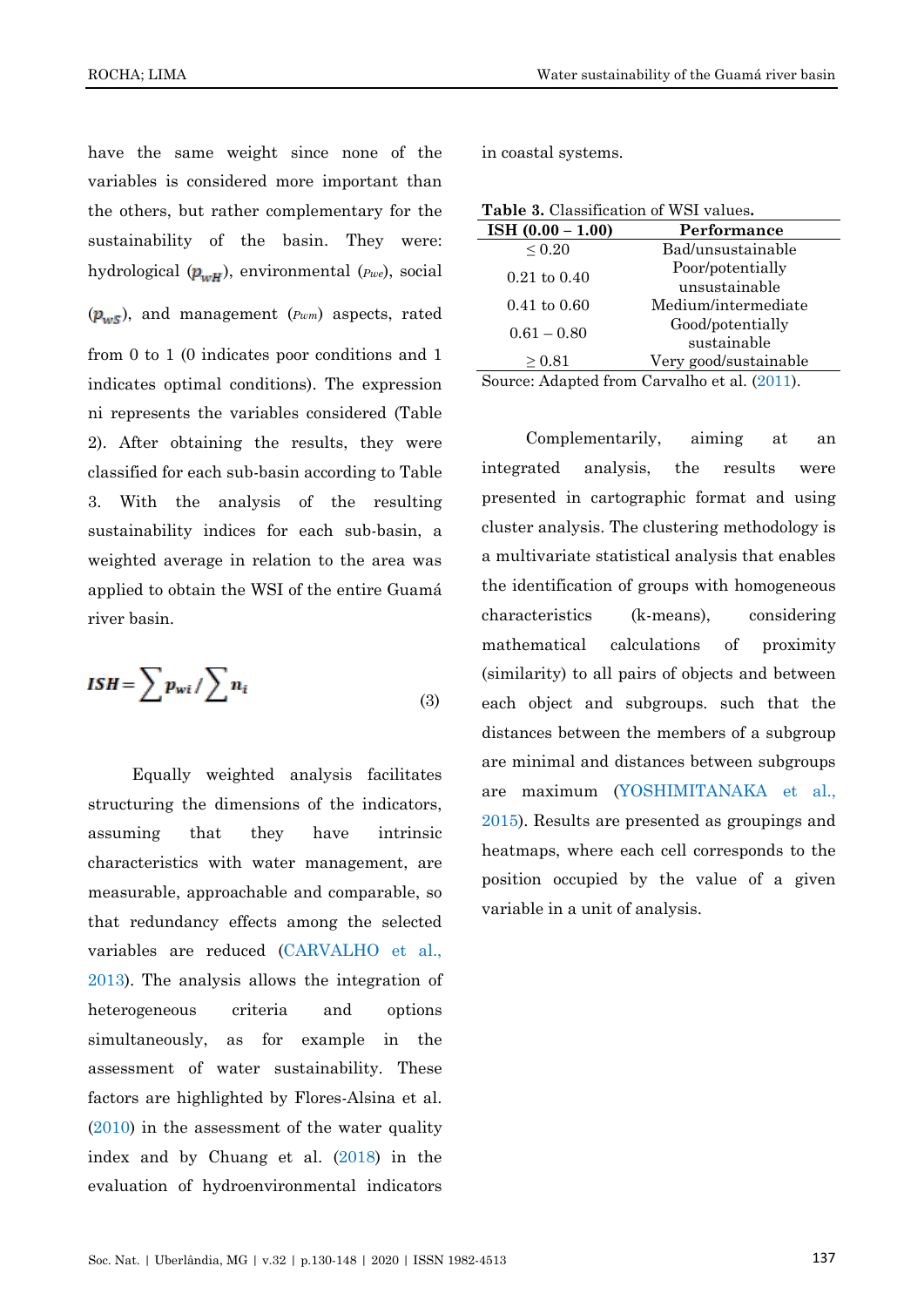have the same weight since none of the variables is considered more important than the others, but rather complementary for the sustainability of the basin. They were: hydrological ($p_{wH}$), environmental ($p_{we}$), social ($p_{wS}$), and management ($p_{wm}$) aspects, rated from 0 to 1 (0 indicates poor conditions and 1 indicates optimal conditions). The expression ni represents the variables considered (Table 2). After obtaining the results, they were classified for each sub-basin according to Table 3. With the analysis of the resulting sustainability indices for each sub-basin, a weighted average in relation to the area was applied to obtain the WSI of the entire Guamá river basin.

$$ISH = \sum p_{wi} / \sum n_i \tag{3}$$

Equally weighted analysis facilitates structuring the dimensions of the indicators, assuming that they have intrinsic characteristics with water management, are measurable, approachable and comparable, so that redundancy effects among the selected variables are reduced (CARVALHO et al., 2013). The analysis allows the integration of heterogeneous criteria and options simultaneously, as for example in the assessment of water sustainability. These factors are highlighted by Flores-Alsina et al. (2010) in the assessment of the water quality index and by Chuang et al. (2018) in the evaluation of hydroenvironmental indicators in coastal systems.

**Table 3.** Classification of WSI values.

| ISH (0.00 – 1.00) | Performance |
|---|---|
| ≤ 0.20 | Bad/unsustainable |
| 0.21 to 0.40 | Poor/potentially unsustainable |
| 0.41 to 0.60 | Medium/intermediate |
| 0.61 – 0.80 | Good/potentially sustainable |
| ≥ 0.81 | Very good/sustainable |

Source: Adapted from Carvalho et al. (2011).

Complementarily, aiming at an integrated analysis, the results were presented in cartographic format and using cluster analysis. The clustering methodology is a multivariate statistical analysis that enables the identification of groups with homogeneous characteristics (k-means), considering mathematical calculations of proximity (similarity) to all pairs of objects and between each object and subgroups. such that the distances between the members of a subgroup are minimal and distances between subgroups are maximum (YOSHIMITANAKA et al., 2015). Results are presented as groupings and heatmaps, where each cell corresponds to the position occupied by the value of a given variable in a unit of analysis.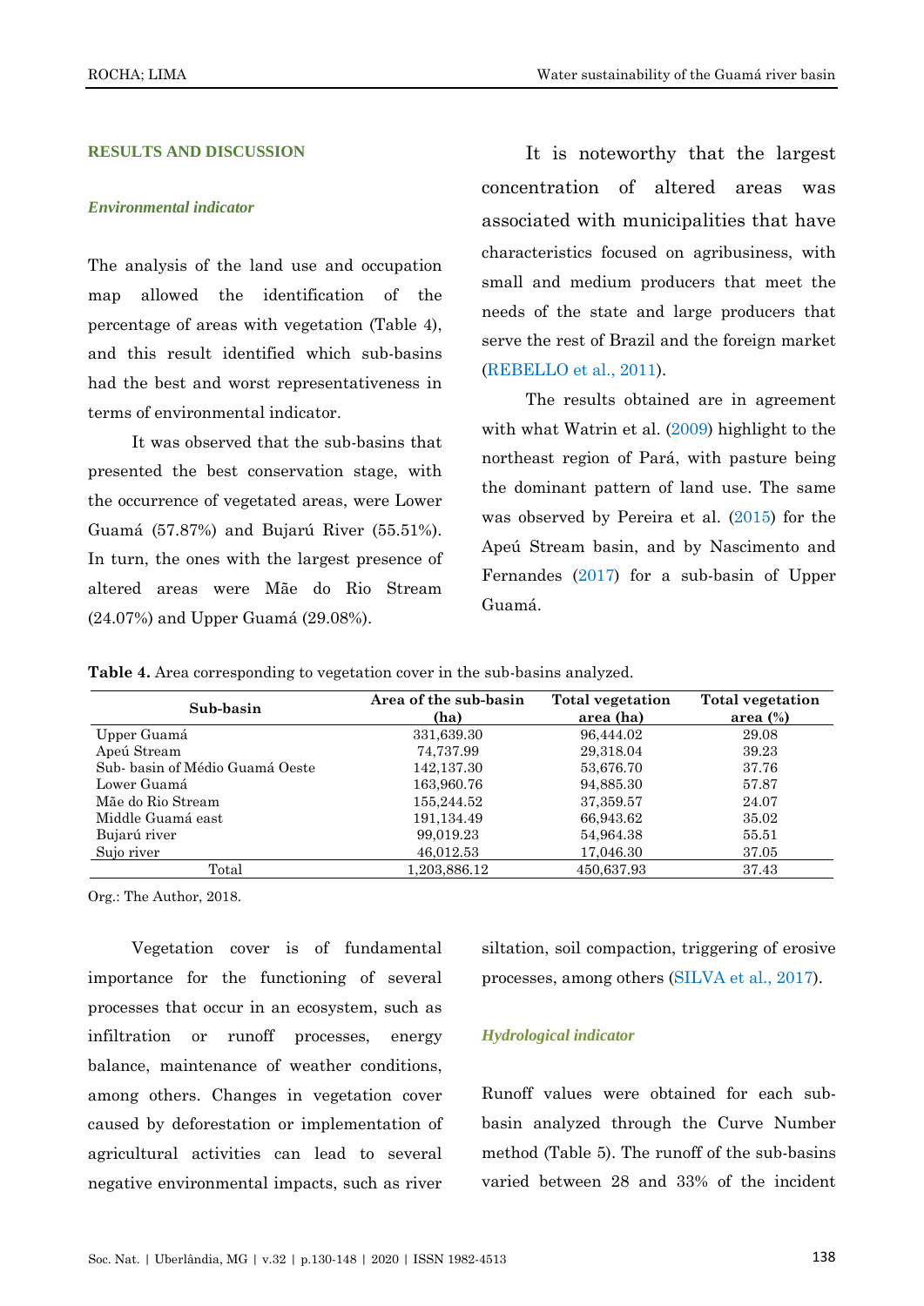## RESULTS AND DISCUSSION

### *Environmental indicator*

The analysis of the land use and occupation map allowed the identification of the percentage of areas with vegetation (Table 4), and this result identified which sub-basins had the best and worst representativeness in terms of environmental indicator.

It was observed that the sub-basins that presented the best conservation stage, with the occurrence of vegetated areas, were Lower Guamá (57.87%) and Bujarú River (55.51%). In turn, the ones with the largest presence of altered areas were Mãe do Rio Stream (24.07%) and Upper Guamá (29.08%).

It is noteworthy that the largest concentration of altered areas was associated with municipalities that have characteristics focused on agribusiness, with small and medium producers that meet the needs of the state and large producers that serve the rest of Brazil and the foreign market (REBELLO et al., 2011).

The results obtained are in agreement with what Watrin et al. (2009) highlight to the northeast region of Pará, with pasture being the dominant pattern of land use. The same was observed by Pereira et al. (2015) for the Apeú Stream basin, and by Nascimento and Fernandes (2017) for a sub-basin of Upper Guamá.

**Table 4.** Area corresponding to vegetation cover in the sub-basins analyzed.

| Sub-basin | Area of the sub-basin (ha) | Total vegetation area (ha) | Total vegetation area (%) |
|---|---|---|---|
| Upper Guamá | 331,639.30 | 96,444.02 | 29.08 |
| Apeú Stream | 74,737.99 | 29,318.04 | 39.23 |
| Sub- basin of Médio Guamá Oeste | 142,137.30 | 53,676.70 | 37.76 |
| Lower Guamá | 163,960.76 | 94,885.30 | 57.87 |
| Mãe do Rio Stream | 155,244.52 | 37,359.57 | 24.07 |
| Middle Guamá east | 191,134.49 | 66,943.62 | 35.02 |
| Bujarú river | 99,019.23 | 54,964.38 | 55.51 |
| Sujo river | 46,012.53 | 17,046.30 | 37.05 |
| Total | 1,203,886.12 | 450,637.93 | 37.43 |

Org.: The Author, 2018.

Vegetation cover is of fundamental importance for the functioning of several processes that occur in an ecosystem, such as infiltration or runoff processes, energy balance, maintenance of weather conditions, among others. Changes in vegetation cover caused by deforestation or implementation of agricultural activities can lead to several negative environmental impacts, such as river siltation, soil compaction, triggering of erosive processes, among others (SILVA et al., 2017).

### *Hydrological indicator*

Runoff values were obtained for each sub-basin analyzed through the Curve Number method (Table 5). The runoff of the sub-basins varied between 28 and 33% of the incident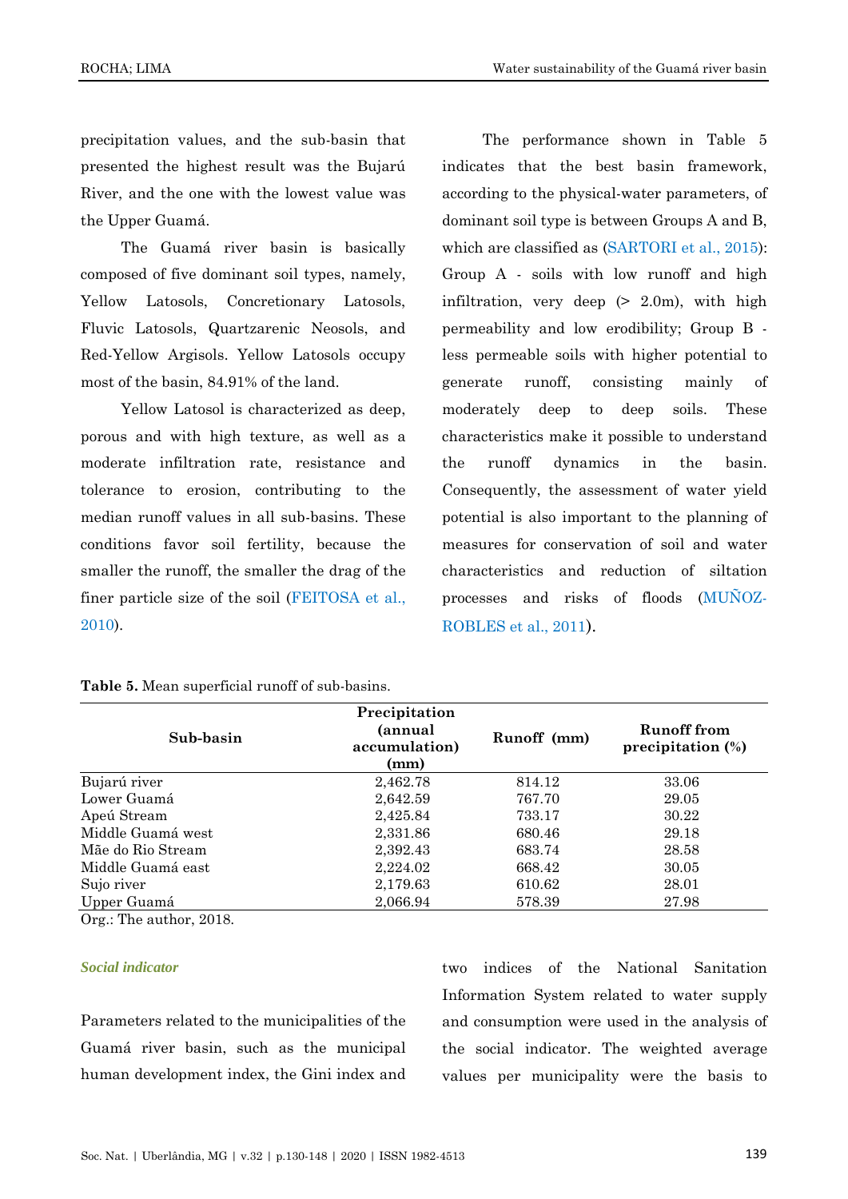precipitation values, and the sub-basin that presented the highest result was the Bujarú River, and the one with the lowest value was the Upper Guamá.

The Guamá river basin is basically composed of five dominant soil types, namely, Yellow Latosols, Concretionary Latosols, Fluvic Latosols, Quartzarenic Neosols, and Red-Yellow Argisols. Yellow Latosols occupy most of the basin, 84.91% of the land.

Yellow Latosol is characterized as deep, porous and with high texture, as well as a moderate infiltration rate, resistance and tolerance to erosion, contributing to the median runoff values in all sub-basins. These conditions favor soil fertility, because the smaller the runoff, the smaller the drag of the finer particle size of the soil (FEITOSA et al., 2010).

The performance shown in Table 5 indicates that the best basin framework, according to the physical-water parameters, of dominant soil type is between Groups A and B, which are classified as (SARTORI et al., 2015): Group A - soils with low runoff and high infiltration, very deep (> 2.0m), with high permeability and low erodibility; Group B - less permeable soils with higher potential to generate runoff, consisting mainly of moderately deep to deep soils. These characteristics make it possible to understand the runoff dynamics in the basin. Consequently, the assessment of water yield potential is also important to the planning of measures for conservation of soil and water characteristics and reduction of siltation processes and risks of floods (MUÑOZ-ROBLES et al., 2011).

**Table 5.** Mean superficial runoff of sub-basins.

| Sub-basin | Precipitation (annual accumulation) (mm) | Runoff (mm) | Runoff from precipitation (%) |
|---|---|---|---|
| Bujarú river | 2,462.78 | 814.12 | 33.06 |
| Lower Guamá | 2,642.59 | 767.70 | 29.05 |
| Apeú Stream | 2,425.84 | 733.17 | 30.22 |
| Middle Guamá west | 2,331.86 | 680.46 | 29.18 |
| Mãe do Rio Stream | 2,392.43 | 683.74 | 28.58 |
| Middle Guamá east | 2,224.02 | 668.42 | 30.05 |
| Sujo river | 2,179.63 | 610.62 | 28.01 |
| Upper Guamá | 2,066.94 | 578.39 | 27.98 |

Org.: The author, 2018.

### *Social indicator*

Parameters related to the municipalities of the Guamá river basin, such as the municipal human development index, the Gini index and two indices of the National Sanitation Information System related to water supply and consumption were used in the analysis of the social indicator. The weighted average values per municipality were the basis to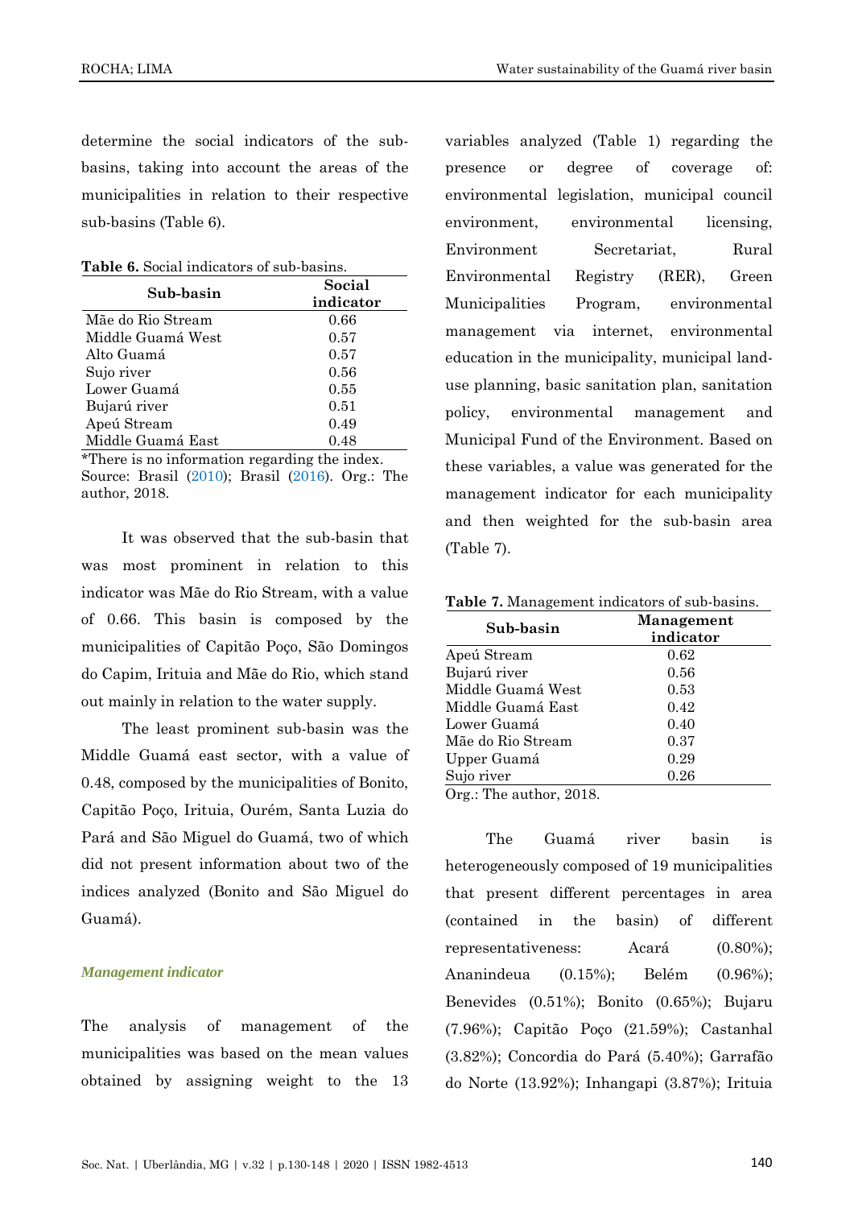determine the social indicators of the sub-basins, taking into account the areas of the municipalities in relation to their respective sub-basins (Table 6).

**Table 6.** Social indicators of sub-basins.

| Sub-basin | Social indicator |
|---|---|
| Mãe do Rio Stream | 0.66 |
| Middle Guamá West | 0.57 |
| Alto Guamá | 0.57 |
| Sujo river | 0.56 |
| Lower Guamá | 0.55 |
| Bujarú river | 0.51 |
| Apeú Stream | 0.49 |
| Middle Guamá East | 0.48 |

*There is no information regarding the index.
Source: Brasil (2010); Brasil (2016). Org.: The author, 2018.

It was observed that the sub-basin that was most prominent in relation to this indicator was Mãe do Rio Stream, with a value of 0.66. This basin is composed by the municipalities of Capitão Poço, São Domingos do Capim, Irituia and Mãe do Rio, which stand out mainly in relation to the water supply.

The least prominent sub-basin was the Middle Guamá east sector, with a value of 0.48, composed by the municipalities of Bonito, Capitão Poço, Irituia, Ourém, Santa Luzia do Pará and São Miguel do Guamá, two of which did not present information about two of the indices analyzed (Bonito and São Miguel do Guamá).

### *Management indicator*

The analysis of management of the municipalities was based on the mean values obtained by assigning weight to the 13 variables analyzed (Table 1) regarding the presence or degree of coverage of: environmental legislation, municipal council environment, environmental licensing, Environment Secretariat, Rural Environmental Registry (RER), Green Municipalities Program, environmental management via internet, environmental education in the municipality, municipal land-use planning, basic sanitation plan, sanitation policy, environmental management and Municipal Fund of the Environment. Based on these variables, a value was generated for the management indicator for each municipality and then weighted for the sub-basin area (Table 7).

**Table 7.** Management indicators of sub-basins.

| Sub-basin | Management indicator |
|---|---|
| Apeú Stream | 0.62 |
| Bujarú river | 0.56 |
| Middle Guamá West | 0.53 |
| Middle Guamá East | 0.42 |
| Lower Guamá | 0.40 |
| Mãe do Rio Stream | 0.37 |
| Upper Guamá | 0.29 |
| Sujo river | 0.26 |

Org.: The author, 2018.

The Guamá river basin is heterogeneously composed of 19 municipalities that present different percentages in area (contained in the basin) of different representativeness: Acará (0.80%); Ananindeua (0.15%); Belém (0.96%); Benevides (0.51%); Bonito (0.65%); Bujaru (7.96%); Capitão Poço (21.59%); Castanhal (3.82%); Concordia do Pará (5.40%); Garrafão do Norte (13.92%); Inhangapi (3.87%); Irituia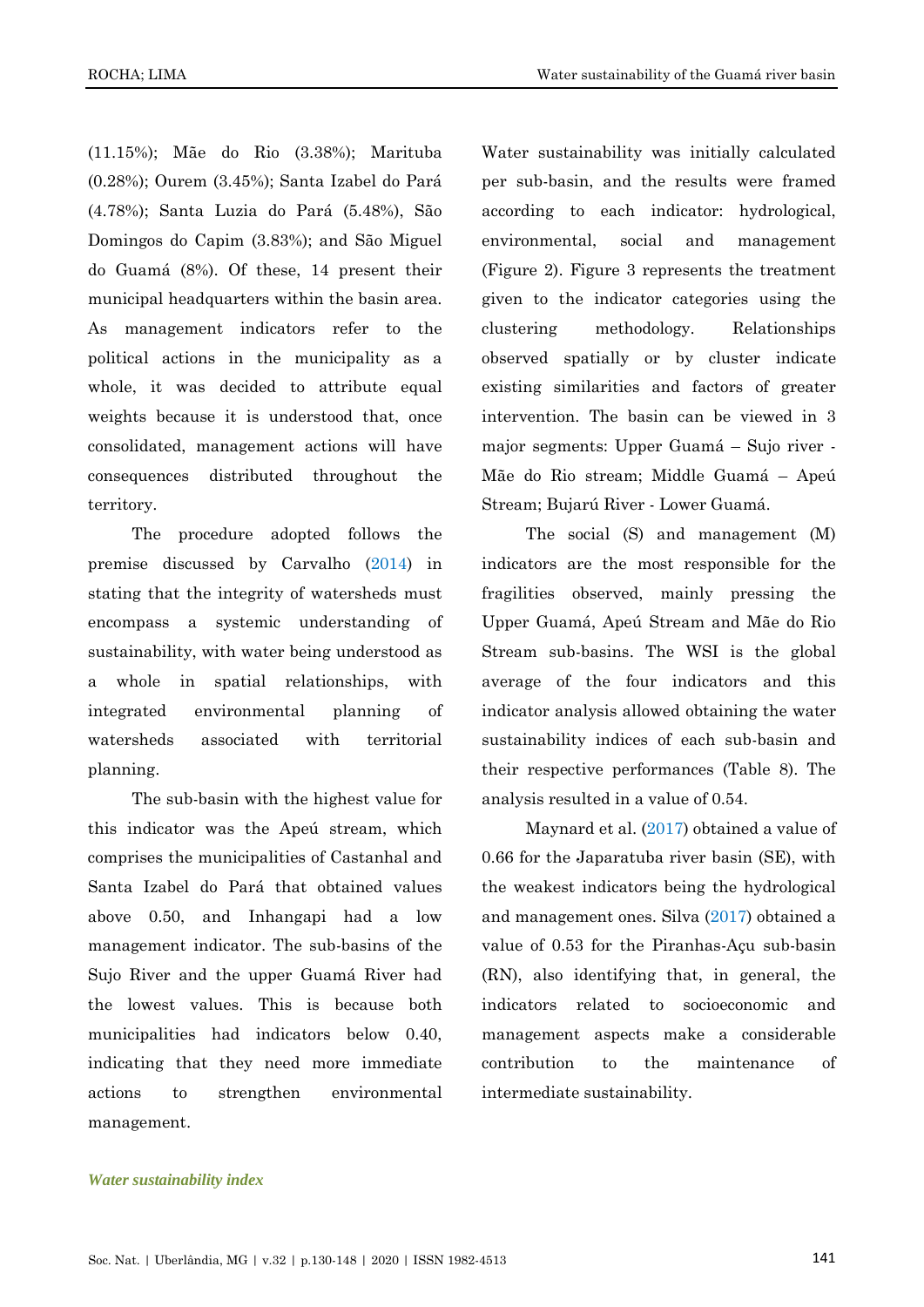(11.15%); Mãe do Rio (3.38%); Marituba (0.28%); Ourem (3.45%); Santa Izabel do Pará (4.78%); Santa Luzia do Pará (5.48%), São Domingos do Capim (3.83%); and São Miguel do Guamá (8%). Of these, 14 present their municipal headquarters within the basin area. As management indicators refer to the political actions in the municipality as a whole, it was decided to attribute equal weights because it is understood that, once consolidated, management actions will have consequences distributed throughout the territory.

The procedure adopted follows the premise discussed by Carvalho (2014) in stating that the integrity of watersheds must encompass a systemic understanding of sustainability, with water being understood as a whole in spatial relationships, with integrated environmental planning of watersheds associated with territorial planning.

The sub-basin with the highest value for this indicator was the Apeú stream, which comprises the municipalities of Castanhal and Santa Izabel do Pará that obtained values above 0.50, and Inhangapi had a low management indicator. The sub-basins of the Sujo River and the upper Guamá River had the lowest values. This is because both municipalities had indicators below 0.40, indicating that they need more immediate actions to strengthen environmental management.

### *Water sustainability index*

Water sustainability was initially calculated per sub-basin, and the results were framed according to each indicator: hydrological, environmental, social and management (Figure 2). Figure 3 represents the treatment given to the indicator categories using the clustering methodology. Relationships observed spatially or by cluster indicate existing similarities and factors of greater intervention. The basin can be viewed in 3 major segments: Upper Guamá – Sujo river - Mãe do Rio stream; Middle Guamá – Apeú Stream; Bujarú River - Lower Guamá.

The social (S) and management (M) indicators are the most responsible for the fragilities observed, mainly pressing the Upper Guamá, Apeú Stream and Mãe do Rio Stream sub-basins. The WSI is the global average of the four indicators and this indicator analysis allowed obtaining the water sustainability indices of each sub-basin and their respective performances (Table 8). The analysis resulted in a value of 0.54.

Maynard et al. (2017) obtained a value of 0.66 for the Japaratuba river basin (SE), with the weakest indicators being the hydrological and management ones. Silva (2017) obtained a value of 0.53 for the Piranhas-Açu sub-basin (RN), also identifying that, in general, the indicators related to socioeconomic and management aspects make a considerable contribution to the maintenance of intermediate sustainability.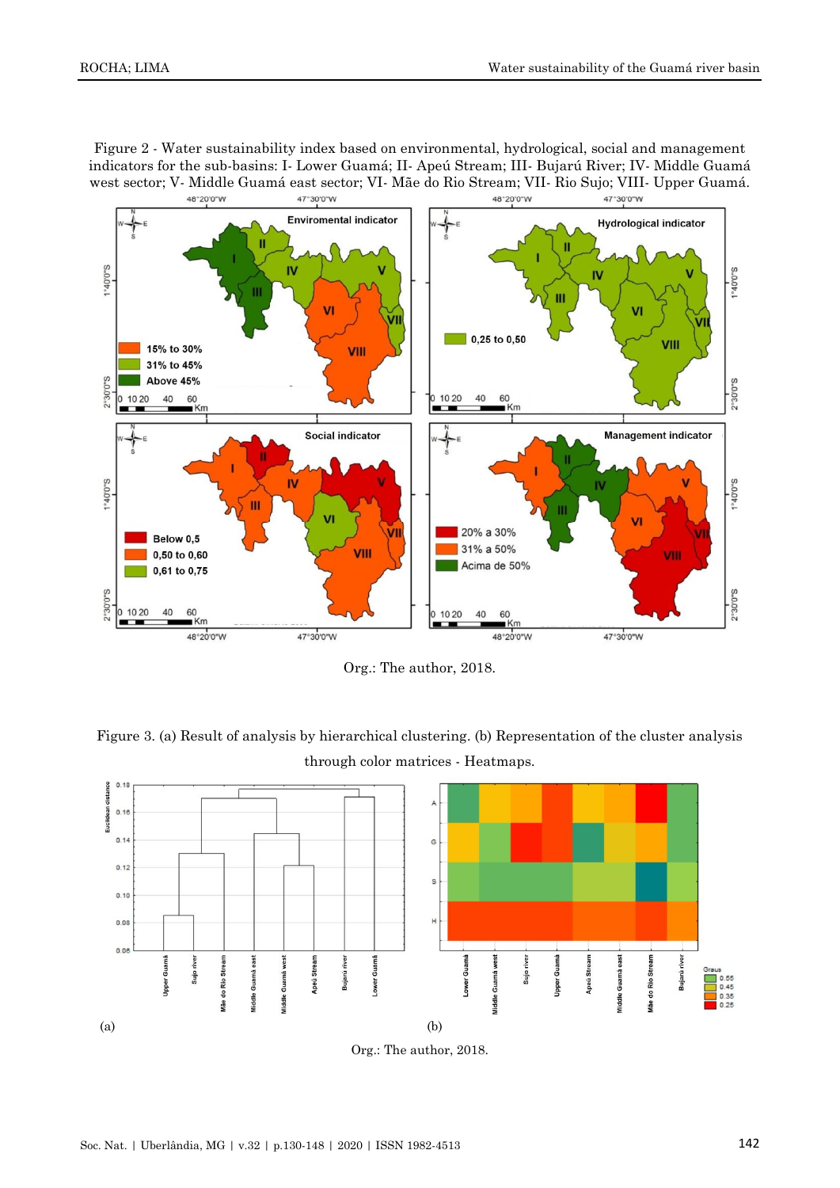Figure 2 - Water sustainability index based on environmental, hydrological, social and management indicators for the sub-basins: I- Lower Guamá; II- Apeú Stream; III- Bujarú River; IV- Middle Guamá west sector; V- Middle Guamá east sector; VI- Mãe do Rio Stream; VII- Rio Sujo; VIII- Upper Guamá.

Org.: The author, 2018.

Figure 3. (a) Result of analysis by hierarchical clustering. (b) Representation of the cluster analysis through color matrices - Heatmaps.

(a) (b)

Org.: The author, 2018.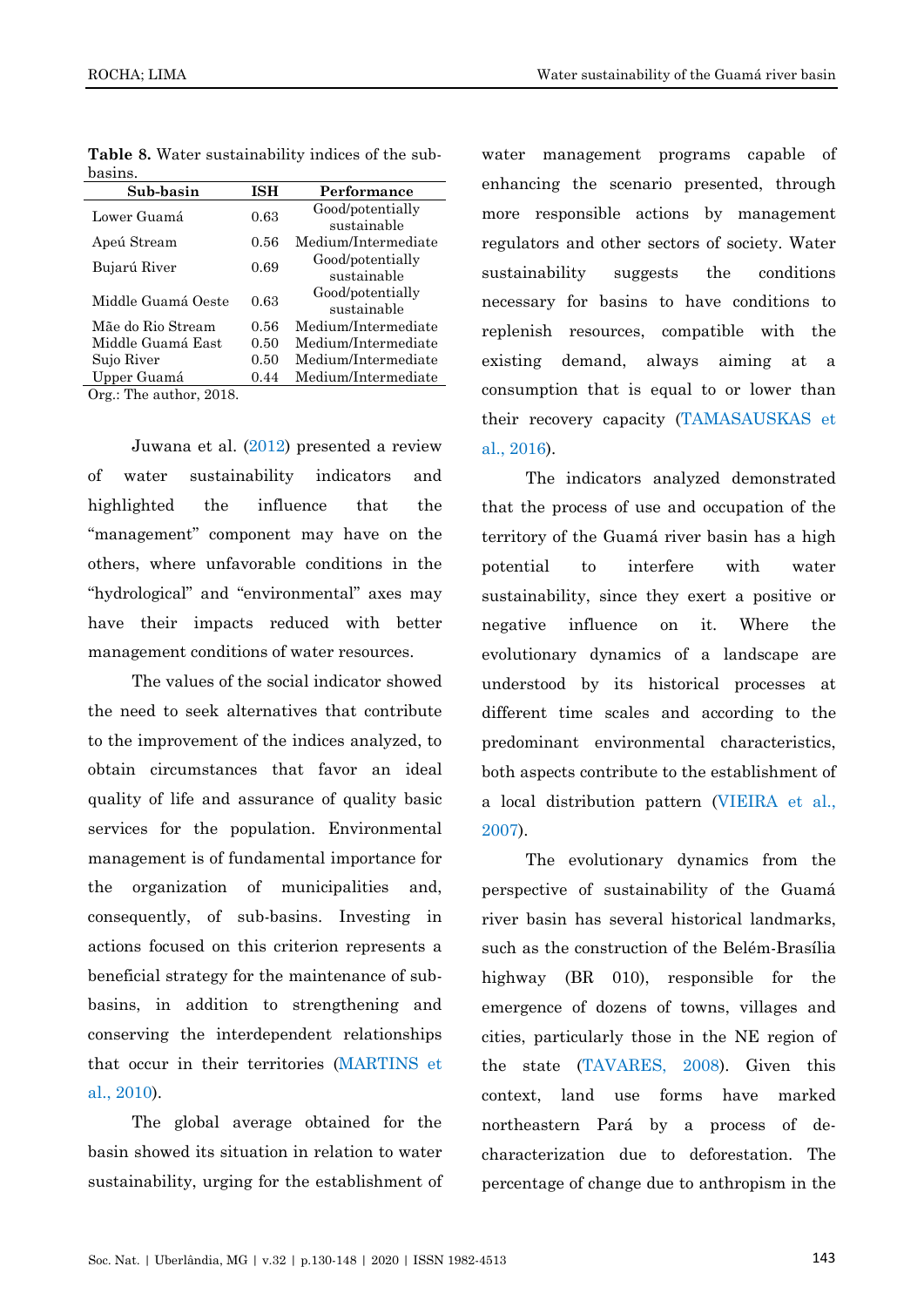**Table 8.** Water sustainability indices of the sub-basins.

| Sub-basin | ISH | Performance |
|---|---|---|
| Lower Guamá | 0.63 | Good/potentially sustainable |
| Apeú Stream | 0.56 | Medium/Intermediate |
| Bujarú River | 0.69 | Good/potentially sustainable |
| Middle Guamá Oeste | 0.63 | Good/potentially sustainable |
| Mãe do Rio Stream | 0.56 | Medium/Intermediate |
| Middle Guamá East | 0.50 | Medium/Intermediate |
| Sujo River | 0.50 | Medium/Intermediate |
| Upper Guamá | 0.44 | Medium/Intermediate |

Org.: The author, 2018.

Juwana et al. (2012) presented a review of water sustainability indicators and highlighted the influence that the "management" component may have on the others, where unfavorable conditions in the "hydrological" and "environmental" axes may have their impacts reduced with better management conditions of water resources.

The values of the social indicator showed the need to seek alternatives that contribute to the improvement of the indices analyzed, to obtain circumstances that favor an ideal quality of life and assurance of quality basic services for the population. Environmental management is of fundamental importance for the organization of municipalities and, consequently, of sub-basins. Investing in actions focused on this criterion represents a beneficial strategy for the maintenance of sub-basins, in addition to strengthening and conserving the interdependent relationships that occur in their territories (MARTINS et al., 2010).

The global average obtained for the basin showed its situation in relation to water sustainability, urging for the establishment of water management programs capable of enhancing the scenario presented, through more responsible actions by management regulators and other sectors of society. Water sustainability suggests the conditions necessary for basins to have conditions to replenish resources, compatible with the existing demand, always aiming at a consumption that is equal to or lower than their recovery capacity (TAMASAUSKAS et al., 2016).

The indicators analyzed demonstrated that the process of use and occupation of the territory of the Guamá river basin has a high potential to interfere with water sustainability, since they exert a positive or negative influence on it. Where the evolutionary dynamics of a landscape are understood by its historical processes at different time scales and according to the predominant environmental characteristics, both aspects contribute to the establishment of a local distribution pattern (VIEIRA et al., 2007).

The evolutionary dynamics from the perspective of sustainability of the Guamá river basin has several historical landmarks, such as the construction of the Belém-Brasília highway (BR 010), responsible for the emergence of dozens of towns, villages and cities, particularly those in the NE region of the state (TAVARES, 2008). Given this context, land use forms have marked northeastern Pará by a process of de-characterization due to deforestation. The percentage of change due to anthropism in the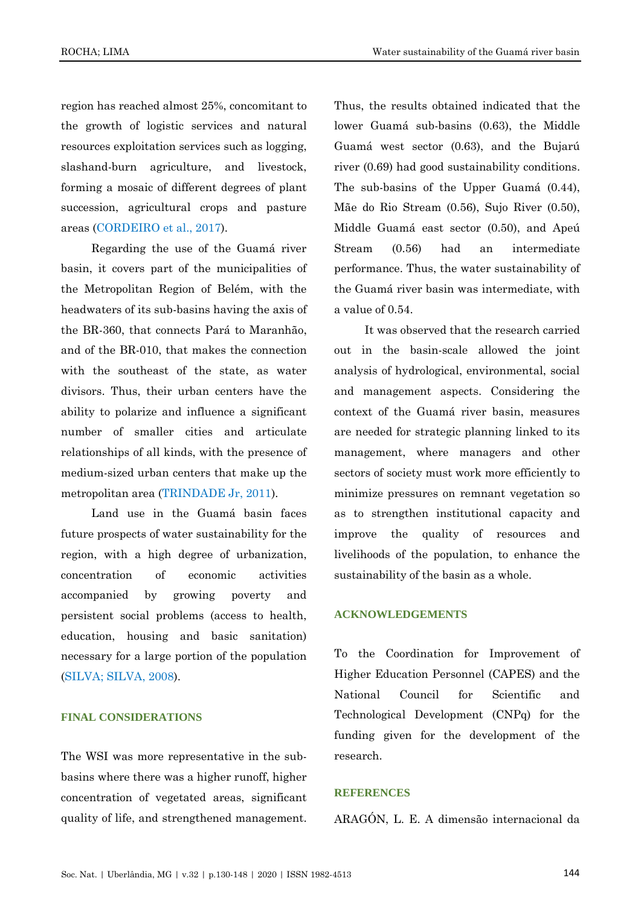region has reached almost 25%, concomitant to the growth of logistic services and natural resources exploitation services such as logging, slashand-burn agriculture, and livestock, forming a mosaic of different degrees of plant succession, agricultural crops and pasture areas (CORDEIRO et al., 2017).

Regarding the use of the Guamá river basin, it covers part of the municipalities of the Metropolitan Region of Belém, with the headwaters of its sub-basins having the axis of the BR-360, that connects Pará to Maranhão, and of the BR-010, that makes the connection with the southeast of the state, as water divisors. Thus, their urban centers have the ability to polarize and influence a significant number of smaller cities and articulate relationships of all kinds, with the presence of medium-sized urban centers that make up the metropolitan area (TRINDADE Jr, 2011).

Land use in the Guamá basin faces future prospects of water sustainability for the region, with a high degree of urbanization, concentration of economic activities accompanied by growing poverty and persistent social problems (access to health, education, housing and basic sanitation) necessary for a large portion of the population (SILVA; SILVA, 2008).

## FINAL CONSIDERATIONS

The WSI was more representative in the sub-basins where there was a higher runoff, higher concentration of vegetated areas, significant quality of life, and strengthened management. Thus, the results obtained indicated that the lower Guamá sub-basins (0.63), the Middle Guamá west sector (0.63), and the Bujarú river (0.69) had good sustainability conditions. The sub-basins of the Upper Guamá (0.44), Mãe do Rio Stream (0.56), Sujo River (0.50), Middle Guamá east sector (0.50), and Apeú Stream (0.56) had an intermediate performance. Thus, the water sustainability of the Guamá river basin was intermediate, with a value of 0.54.

It was observed that the research carried out in the basin-scale allowed the joint analysis of hydrological, environmental, social and management aspects. Considering the context of the Guamá river basin, measures are needed for strategic planning linked to its management, where managers and other sectors of society must work more efficiently to minimize pressures on remnant vegetation so as to strengthen institutional capacity and improve the quality of resources and livelihoods of the population, to enhance the sustainability of the basin as a whole.

## ACKNOWLEDGEMENTS

To the Coordination for Improvement of Higher Education Personnel (CAPES) and the National Council for Scientific and Technological Development (CNPq) for the funding given for the development of the research.

## REFERENCES

ARAGÓN, L. E. A dimensão internacional da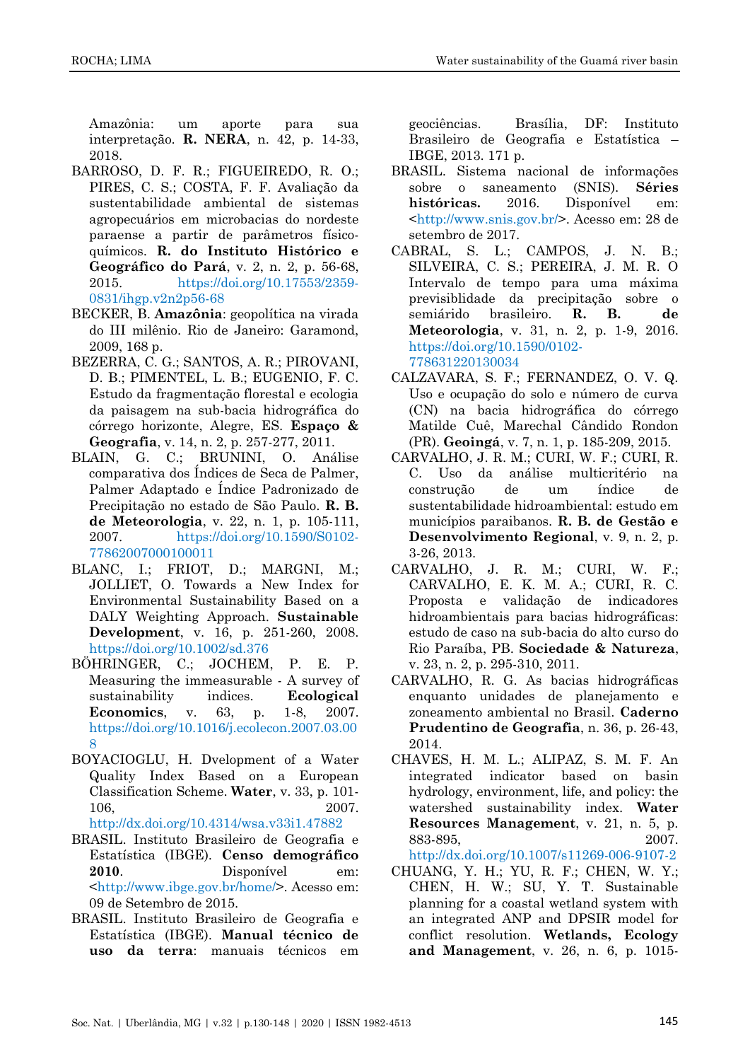Amazônia: um aporte para sua interpretação. **R. NERA**, n. 42, p. 14-33, 2018.

BARROSO, D. F. R.; FIGUEIREDO, R. O.; PIRES, C. S.; COSTA, F. F. Avaliação da sustentabilidade ambiental de sistemas agropecuários em microbacias do nordeste paraense a partir de parâmetros físico-químicos. **R. do Instituto Histórico e Geográfico do Pará**, v. 2, n. 2, p. 56-68, 2015. https://doi.org/10.17553/2359-0831/ihgp.v2n2p56-68

BECKER, B. **Amazônia**: geopolítica na virada do III milênio. Rio de Janeiro: Garamond, 2009, 168 p.

BEZERRA, C. G.; SANTOS, A. R.; PIROVANI, D. B.; PIMENTEL, L. B.; EUGENIO, F. C. Estudo da fragmentação florestal e ecologia da paisagem na sub-bacia hidrográfica do córrego horizonte, Alegre, ES. **Espaço & Geografia**, v. 14, n. 2, p. 257-277, 2011.

BLAIN, G. C.; BRUNINI, O. Análise comparativa dos Índices de Seca de Palmer, Palmer Adaptado e Índice Padronizado de Precipitação no estado de São Paulo. **R. B. de Meteorologia**, v. 22, n. 1, p. 105-111, 2007. https://doi.org/10.1590/S0102-77862007000100011

BLANC, I.; FRIOT, D.; MARGNI, M.; JOLLIET, O. Towards a New Index for Environmental Sustainability Based on a DALY Weighting Approach. **Sustainable Development**, v. 16, p. 251-260, 2008. https://doi.org/10.1002/sd.376

BÖHRINGER, C.; JOCHEM, P. E. P. Measuring the immeasurable - A survey of sustainability indices. **Ecological Economics**, v. 63, p. 1-8, 2007. https://doi.org/10.1016/j.ecolecon.2007.03.008

BOYACIOGLU, H. Dvelopment of a Water Quality Index Based on a European Classification Scheme. **Water**, v. 33, p. 101-106, 2007. http://dx.doi.org/10.4314/wsa.v33i1.47882

BRASIL. Instituto Brasileiro de Geografia e Estatística (IBGE). **Censo demográfico 2010**. Disponível em: <http://www.ibge.gov.br/home/>. Acesso em: 09 de Setembro de 2015.

BRASIL. Instituto Brasileiro de Geografia e Estatística (IBGE). **Manual técnico de uso da terra**: manuais técnicos em geociências. Brasília, DF: Instituto Brasileiro de Geografia e Estatística – IBGE, 2013. 171 p.

BRASIL. Sistema nacional de informações sobre o saneamento (SNIS). **Séries históricas.** 2016. Disponível em: <http://www.snis.gov.br/>. Acesso em: 28 de setembro de 2017.

CABRAL, S. L.; CAMPOS, J. N. B.; SILVEIRA, C. S.; PEREIRA, J. M. R. O Intervalo de tempo para uma máxima previsiblidade da precipitação sobre o semiárido brasileiro. **R. B. de Meteorologia**, v. 31, n. 2, p. 1-9, 2016. https://doi.org/10.1590/0102-778631220130034

CALZAVARA, S. F.; FERNANDEZ, O. V. Q. Uso e ocupação do solo e número de curva (CN) na bacia hidrográfica do córrego Matilde Cuê, Marechal Cândido Rondon (PR). **Geoingá**, v. 7, n. 1, p. 185-209, 2015.

CARVALHO, J. R. M.; CURI, W. F.; CURI, R. C. Uso da análise multicritério na construção de um índice de sustentabilidade hidroambiental: estudo em municípios paraibanos. **R. B. de Gestão e Desenvolvimento Regional**, v. 9, n. 2, p. 3-26, 2013.

CARVALHO, J. R. M.; CURI, W. F.; CARVALHO, E. K. M. A.; CURI, R. C. Proposta e validação de indicadores hidroambientais para bacias hidrográficas: estudo de caso na sub-bacia do alto curso do Rio Paraíba, PB. **Sociedade & Natureza**, v. 23, n. 2, p. 295-310, 2011.

CARVALHO, R. G. As bacias hidrográficas enquanto unidades de planejamento e zoneamento ambiental no Brasil. **Caderno Prudentino de Geografia**, n. 36, p. 26-43, 2014.

CHAVES, H. M. L.; ALIPAZ, S. M. F. An integrated indicator based on basin hydrology, environment, life, and policy: the watershed sustainability index. **Water Resources Management**, v. 21, n. 5, p. 883-895, 2007. http://dx.doi.org/10.1007/s11269-006-9107-2

CHUANG, Y. H.; YU, R. F.; CHEN, W. Y.; CHEN, H. W.; SU, Y. T. Sustainable planning for a coastal wetland system with an integrated ANP and DPSIR model for conflict resolution. **Wetlands, Ecology and Management**, v. 26, n. 6, p. 1015-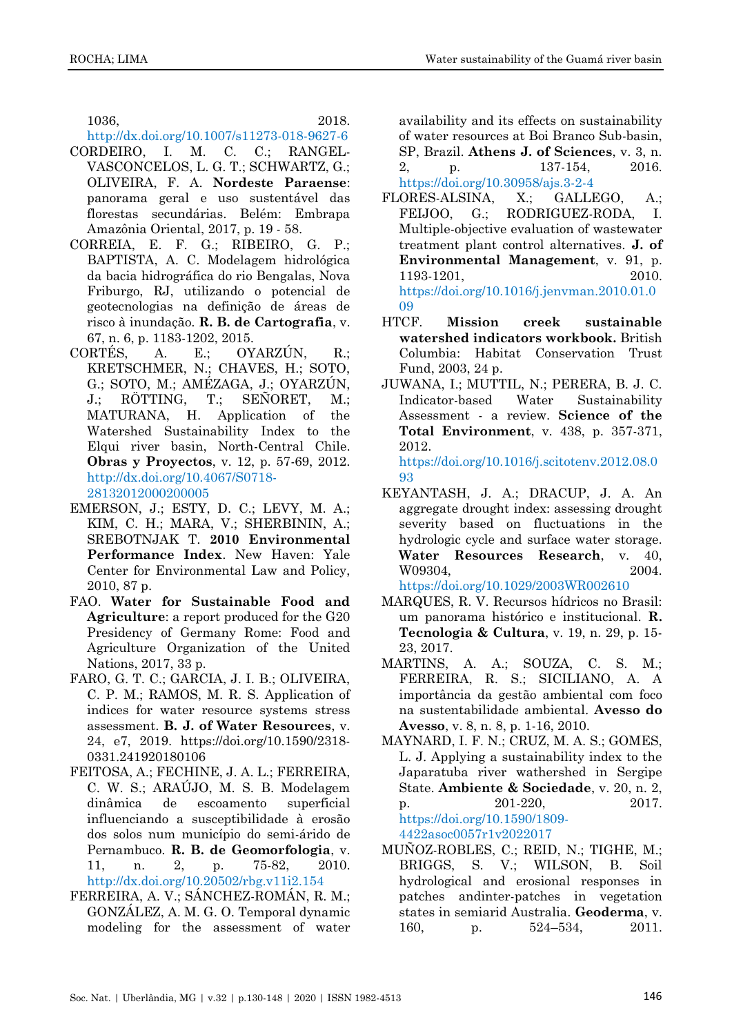1036, 2018. http://dx.doi.org/10.1007/s11273-018-9627-6

CORDEIRO, I. M. C. C.; RANGEL-VASCONCELOS, L. G. T.; SCHWARTZ, G.; OLIVEIRA, F. A. **Nordeste Paraense**: panorama geral e uso sustentável das florestas secundárias. Belém: Embrapa Amazônia Oriental, 2017, p. 19 - 58.

CORREIA, E. F. G.; RIBEIRO, G. P.; BAPTISTA, A. C. Modelagem hidrológica da bacia hidrográfica do rio Bengalas, Nova Friburgo, RJ, utilizando o potencial de geotecnologias na definição de áreas de risco à inundação. **R. B. de Cartografia**, v. 67, n. 6, p. 1183-1202, 2015.

CORTÉS, A. E.; OYARZÚN, R.; KRETSCHMER, N.; CHAVES, H.; SOTO, G.; SOTO, M.; AMÉZAGA, J.; OYARZÚN, J.; RÖTTING, T.; SEÑORET, M.; MATURANA, H. Application of the Watershed Sustainability Index to the Elqui river basin, North-Central Chile. **Obras y Proyectos**, v. 12, p. 57-69, 2012. http://dx.doi.org/10.4067/S0718-28132012000200005

EMERSON, J.; ESTY, D. C.; LEVY, M. A.; KIM, C. H.; MARA, V.; SHERBININ, A.; SREBOTNJAK T. **2010 Environmental Performance Index**. New Haven: Yale Center for Environmental Law and Policy, 2010, 87 p.

FAO. **Water for Sustainable Food and Agriculture**: a report produced for the G20 Presidency of Germany Rome: Food and Agriculture Organization of the United Nations, 2017, 33 p.

FARO, G. T. C.; GARCIA, J. I. B.; OLIVEIRA, C. P. M.; RAMOS, M. R. S. Application of indices for water resource systems stress assessment. **B. J. of Water Resources**, v. 24, e7, 2019. https://doi.org/10.1590/2318-0331.241920180106

FEITOSA, A.; FECHINE, J. A. L.; FERREIRA, C. W. S.; ARAÚJO, M. S. B. Modelagem dinâmica de escoamento superficial influenciando a susceptibilidade à erosão dos solos num município do semi-árido de Pernambuco. **R. B. de Geomorfologia**, v. 11, n. 2, p. 75-82, 2010. http://dx.doi.org/10.20502/rbg.v11i2.154

FERREIRA, A. V.; SÁNCHEZ-ROMÁN, R. M.; GONZÁLEZ, A. M. G. O. Temporal dynamic modeling for the assessment of water availability and its effects on sustainability of water resources at Boi Branco Sub-basin, SP, Brazil. **Athens J. of Sciences**, v. 3, n. 2, p. 137-154, 2016. https://doi.org/10.30958/ajs.3-2-4

FLORES-ALSINA, X.; GALLEGO, A.; FEIJOO, G.; RODRIGUEZ-RODA, I. Multiple-objective evaluation of wastewater treatment plant control alternatives. **J. of Environmental Management**, v. 91, p. 1193-1201, 2010. https://doi.org/10.1016/j.jenvman.2010.01.009

HTCF. **Mission creek sustainable watershed indicators workbook.** British Columbia: Habitat Conservation Trust Fund, 2003, 24 p.

JUWANA, I.; MUTTIL, N.; PERERA, B. J. C. Indicator-based Water Sustainability Assessment - a review. **Science of the Total Environment**, v. 438, p. 357-371, 2012. https://doi.org/10.1016/j.scitotenv.2012.08.093

KEYANTASH, J. A.; DRACUP, J. A. An aggregate drought index: assessing drought severity based on fluctuations in the hydrologic cycle and surface water storage. **Water Resources Research**, v. 40, W09304, 2004. https://doi.org/10.1029/2003WR002610

MARQUES, R. V. Recursos hídricos no Brasil: um panorama histórico e institucional. **R. Tecnologia & Cultura**, v. 19, n. 29, p. 15-23, 2017.

MARTINS, A. A.; SOUZA, C. S. M.; FERREIRA, R. S.; SICILIANO, A. A importância da gestão ambiental com foco na sustentabilidade ambiental. **Avesso do Avesso**, v. 8, n. 8, p. 1-16, 2010.

MAYNARD, I. F. N.; CRUZ, M. A. S.; GOMES, L. J. Applying a sustainability index to the Japaratuba river wathershed in Sergipe State. **Ambiente & Sociedade**, v. 20, n. 2, p. 201-220, 2017. https://doi.org/10.1590/1809-4422asoc0057r1v2022017

MUÑOZ-ROBLES, C.; REID, N.; TIGHE, M.; BRIGGS, S. V.; WILSON, B. Soil hydrological and erosional responses in patches andinter-patches in vegetation states in semiarid Australia. **Geoderma**, v. 160, p. 524–534, 2011.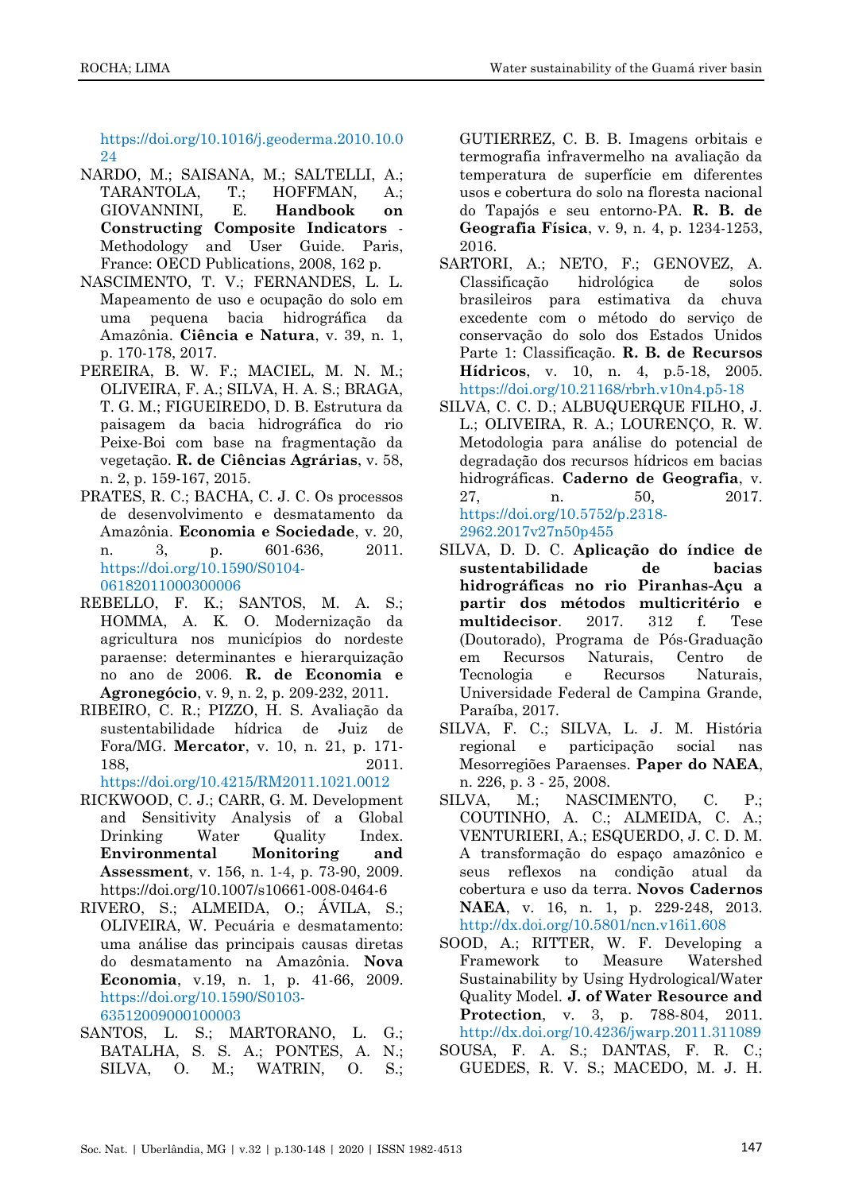https://doi.org/10.1016/j.geoderma.2010.10.024

NARDO, M.; SAISANA, M.; SALTELLI, A.; TARANTOLA, T.; HOFFMAN, A.; GIOVANNINI, E. **Handbook on Constructing Composite Indicators** - Methodology and User Guide. Paris, France: OECD Publications, 2008, 162 p.

NASCIMENTO, T. V.; FERNANDES, L. L. Mapeamento de uso e ocupação do solo em uma pequena bacia hidrográfica da Amazônia. **Ciência e Natura**, v. 39, n. 1, p. 170-178, 2017.

PEREIRA, B. W. F.; MACIEL, M. N. M.; OLIVEIRA, F. A.; SILVA, H. A. S.; BRAGA, T. G. M.; FIGUEIREDO, D. B. Estrutura da paisagem da bacia hidrográfica do rio Peixe-Boi com base na fragmentação da vegetação. **R. de Ciências Agrárias**, v. 58, n. 2, p. 159-167, 2015.

PRATES, R. C.; BACHA, C. J. C. Os processos de desenvolvimento e desmatamento da Amazônia. **Economia e Sociedade**, v. 20, n. 3, p. 601-636, 2011. https://doi.org/10.1590/S0104-06182011000300006

REBELLO, F. K.; SANTOS, M. A. S.; HOMMA, A. K. O. Modernização da agricultura nos municípios do nordeste paraense: determinantes e hierarquização no ano de 2006. **R. de Economia e Agronegócio**, v. 9, n. 2, p. 209-232, 2011.

RIBEIRO, C. R.; PIZZO, H. S. Avaliação da sustentabilidade hídrica de Juiz de Fora/MG. **Mercator**, v. 10, n. 21, p. 171-188, 2011. https://doi.org/10.4215/RM2011.1021.0012

RICKWOOD, C. J.; CARR, G. M. Development and Sensitivity Analysis of a Global Drinking Water Quality Index. **Environmental Monitoring and Assessment**, v. 156, n. 1-4, p. 73-90, 2009. https://doi.org/10.1007/s10661-008-0464-6

RIVERO, S.; ALMEIDA, O.; ÁVILA, S.; OLIVEIRA, W. Pecuária e desmatamento: uma análise das principais causas diretas do desmatamento na Amazônia. **Nova Economia**, v.19, n. 1, p. 41-66, 2009. https://doi.org/10.1590/S0103-63512009000100003

SANTOS, L. S.; MARTORANO, L. G.; BATALHA, S. S. A.; PONTES, A. N.; SILVA, O. M.; WATRIN, O. S.; GUTIERREZ, C. B. B. Imagens orbitais e termografia infravermelho na avaliação da temperatura de superfície em diferentes usos e cobertura do solo na floresta nacional do Tapajós e seu entorno-PA. **R. B. de Geografia Física**, v. 9, n. 4, p. 1234-1253, 2016.

SARTORI, A.; NETO, F.; GENOVEZ, A. Classificação hidrológica de solos brasileiros para estimativa da chuva excedente com o método do serviço de conservação do solo dos Estados Unidos Parte 1: Classificação. **R. B. de Recursos Hídricos**, v. 10, n. 4, p.5-18, 2005. https://doi.org/10.21168/rbrh.v10n4.p5-18

SILVA, C. C. D.; ALBUQUERQUE FILHO, J. L.; OLIVEIRA, R. A.; LOURENÇO, R. W. Metodologia para análise do potencial de degradação dos recursos hídricos em bacias hidrográficas. **Caderno de Geografia**, v. 27, n. 50, 2017. https://doi.org/10.5752/p.2318-2962.2017v27n50p455

SILVA, D. D. C. **Aplicação do índice de sustentabilidade de bacias hidrográficas no rio Piranhas-Açu a partir dos métodos multicritério e multidecisor**. 2017. 312 f. Tese (Doutorado), Programa de Pós-Graduação em Recursos Naturais, Centro de Tecnologia e Recursos Naturais, Universidade Federal de Campina Grande, Paraíba, 2017.

SILVA, F. C.; SILVA, L. J. M. História regional e participação social nas Mesorregiões Paraenses. **Paper do NAEA**, n. 226, p. 3 - 25, 2008.

SILVA, M.; NASCIMENTO, C. P.; COUTINHO, A. C.; ALMEIDA, C. A.; VENTURIERI, A.; ESQUERDO, J. C. D. M. A transformação do espaço amazônico e seus reflexos na condição atual da cobertura e uso da terra. **Novos Cadernos NAEA**, v. 16, n. 1, p. 229-248, 2013. http://dx.doi.org/10.5801/ncn.v16i1.608

SOOD, A.; RITTER, W. F. Developing a Framework to Measure Watershed Sustainability by Using Hydrological/Water Quality Model. **J. of Water Resource and Protection**, v. 3, p. 788-804, 2011. http://dx.doi.org/10.4236/jwarp.2011.311089

SOUSA, F. A. S.; DANTAS, F. R. C.; GUEDES, R. V. S.; MACEDO, M. J. H.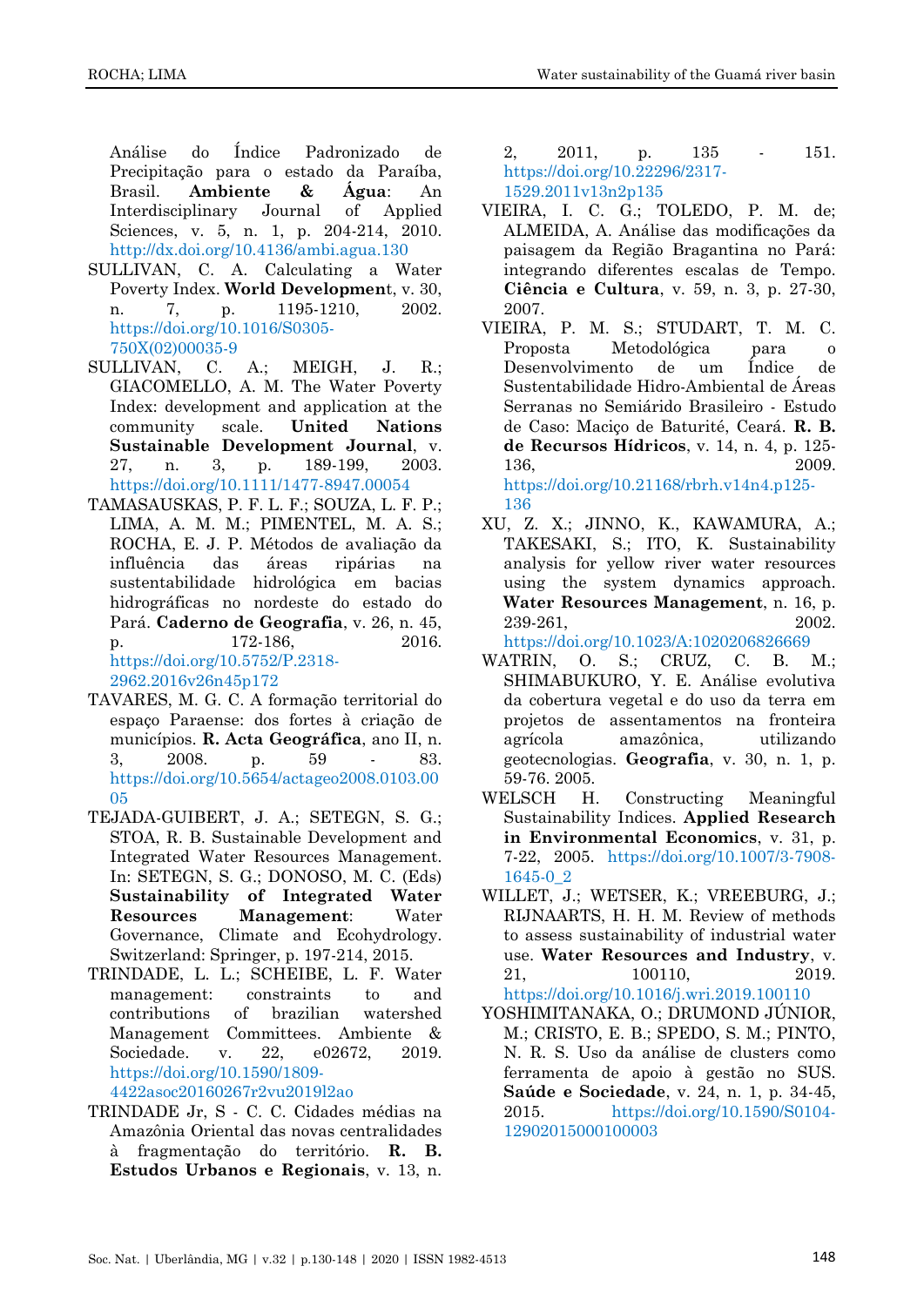Análise do Índice Padronizado de Precipitação para o estado da Paraíba, Brasil. **Ambiente & Água**: An Interdisciplinary Journal of Applied Sciences, v. 5, n. 1, p. 204-214, 2010. http://dx.doi.org/10.4136/ambi.agua.130

SULLIVAN, C. A. Calculating a Water Poverty Index. **World Developmen**t, v. 30, n. 7, p. 1195-1210, 2002. https://doi.org/10.1016/S0305-750X(02)00035-9

SULLIVAN, C. A.; MEIGH, J. R.; GIACOMELLO, A. M. The Water Poverty Index: development and application at the community scale. **United Nations Sustainable Development Journal**, v. 27, n. 3, p. 189-199, 2003. https://doi.org/10.1111/1477-8947.00054

TAMASAUSKAS, P. F. L. F.; SOUZA, L. F. P.; LIMA, A. M. M.; PIMENTEL, M. A. S.; ROCHA, E. J. P. Métodos de avaliação da influência das áreas ripárias na sustentabilidade hidrológica em bacias hidrográficas no nordeste do estado do Pará. **Caderno de Geografia**, v. 26, n. 45, p. 172-186, 2016. https://doi.org/10.5752/P.2318-2962.2016v26n45p172

TAVARES, M. G. C. A formação territorial do espaço Paraense: dos fortes à criação de municípios. **R. Acta Geográfica**, ano II, n. 3, 2008. p. 59 - 83. https://doi.org/10.5654/actageo2008.0103.0005

TEJADA-GUIBERT, J. A.; SETEGN, S. G.; STOA, R. B. Sustainable Development and Integrated Water Resources Management. In: SETEGN, S. G.; DONOSO, M. C. (Eds) **Sustainability of Integrated Water Resources Management**: Water Governance, Climate and Ecohydrology. Switzerland: Springer, p. 197-214, 2015.

TRINDADE, L. L.; SCHEIBE, L. F. Water management: constraints to and contributions of brazilian watershed Management Committees. Ambiente & Sociedade. v. 22, e02672, 2019. https://doi.org/10.1590/1809-4422asoc20160267r2vu2019l2ao

TRINDADE Jr, S - C. C. Cidades médias na Amazônia Oriental das novas centralidades à fragmentação do território. **R. B. Estudos Urbanos e Regionais**, v. 13, n. 2, 2011, p. 135 - 151. https://doi.org/10.22296/2317-1529.2011v13n2p135

VIEIRA, I. C. G.; TOLEDO, P. M. de; ALMEIDA, A. Análise das modificações da paisagem da Região Bragantina no Pará: integrando diferentes escalas de Tempo. **Ciência e Cultura**, v. 59, n. 3, p. 27-30, 2007.

VIEIRA, P. M. S.; STUDART, T. M. C. Proposta Metodológica para o Desenvolvimento de um Índice de Sustentabilidade Hidro-Ambiental de Áreas Serranas no Semiárido Brasileiro - Estudo de Caso: Maciço de Baturité, Ceará. **R. B. de Recursos Hídricos**, v. 14, n. 4, p. 125-136, 2009. https://doi.org/10.21168/rbrh.v14n4.p125-136

XU, Z. X.; JINNO, K., KAWAMURA, A.; TAKESAKI, S.; ITO, K. Sustainability analysis for yellow river water resources using the system dynamics approach. **Water Resources Management**, n. 16, p. 239-261, 2002. https://doi.org/10.1023/A:1020206826669

WATRIN, O. S.; CRUZ, C. B. M.; SHIMABUKURO, Y. E. Análise evolutiva da cobertura vegetal e do uso da terra em projetos de assentamentos na fronteira agrícola amazônica, utilizando geotecnologias. **Geografia**, v. 30, n. 1, p. 59-76. 2005.

WELSCH H. Constructing Meaningful Sustainability Indices. **Applied Research in Environmental Economics**, v. 31, p. 7-22, 2005. https://doi.org/10.1007/3-7908-1645-0_2

WILLET, J.; WETSER, K.; VREEBURG, J.; RIJNAARTS, H. H. M. Review of methods to assess sustainability of industrial water use. **Water Resources and Industry**, v. 21, 100110, 2019. https://doi.org/10.1016/j.wri.2019.100110

YOSHIMITANAKA, O.; DRUMOND JÚNIOR, M.; CRISTO, E. B.; SPEDO, S. M.; PINTO, N. R. S. Uso da análise de clusters como ferramenta de apoio à gestão no SUS. **Saúde e Sociedade**, v. 24, n. 1, p. 34-45, 2015. https://doi.org/10.1590/S0104-12902015000100003